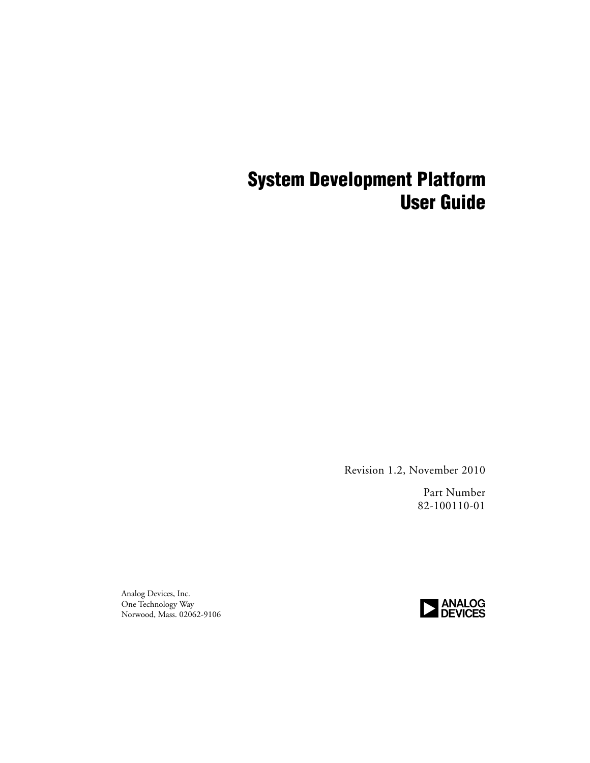# System Development Platform User Guide

Revision 1.2, November 2010

Part Number
82-100110-01

Analog Devices, Inc.
One Technology Way
Norwood, Mass. 02062-9106

ANALOG DEVICES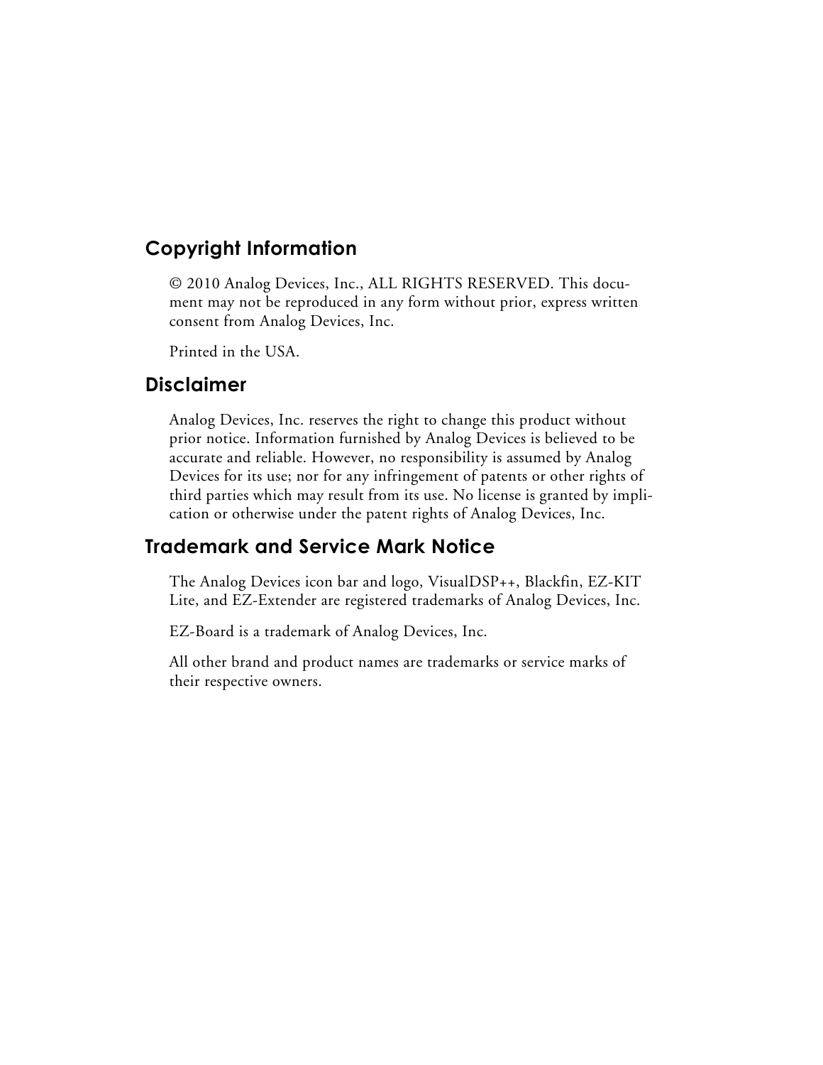## Copyright Information

© 2010 Analog Devices, Inc., ALL RIGHTS RESERVED. This document may not be reproduced in any form without prior, express written consent from Analog Devices, Inc.

Printed in the USA.

## Disclaimer

Analog Devices, Inc. reserves the right to change this product without prior notice. Information furnished by Analog Devices is believed to be accurate and reliable. However, no responsibility is assumed by Analog Devices for its use; nor for any infringement of patents or other rights of third parties which may result from its use. No license is granted by implication or otherwise under the patent rights of Analog Devices, Inc.

## Trademark and Service Mark Notice

The Analog Devices icon bar and logo, VisualDSP++, Blackfin, EZ-KIT Lite, and EZ-Extender are registered trademarks of Analog Devices, Inc.

EZ-Board is a trademark of Analog Devices, Inc.

All other brand and product names are trademarks or service marks of their respective owners.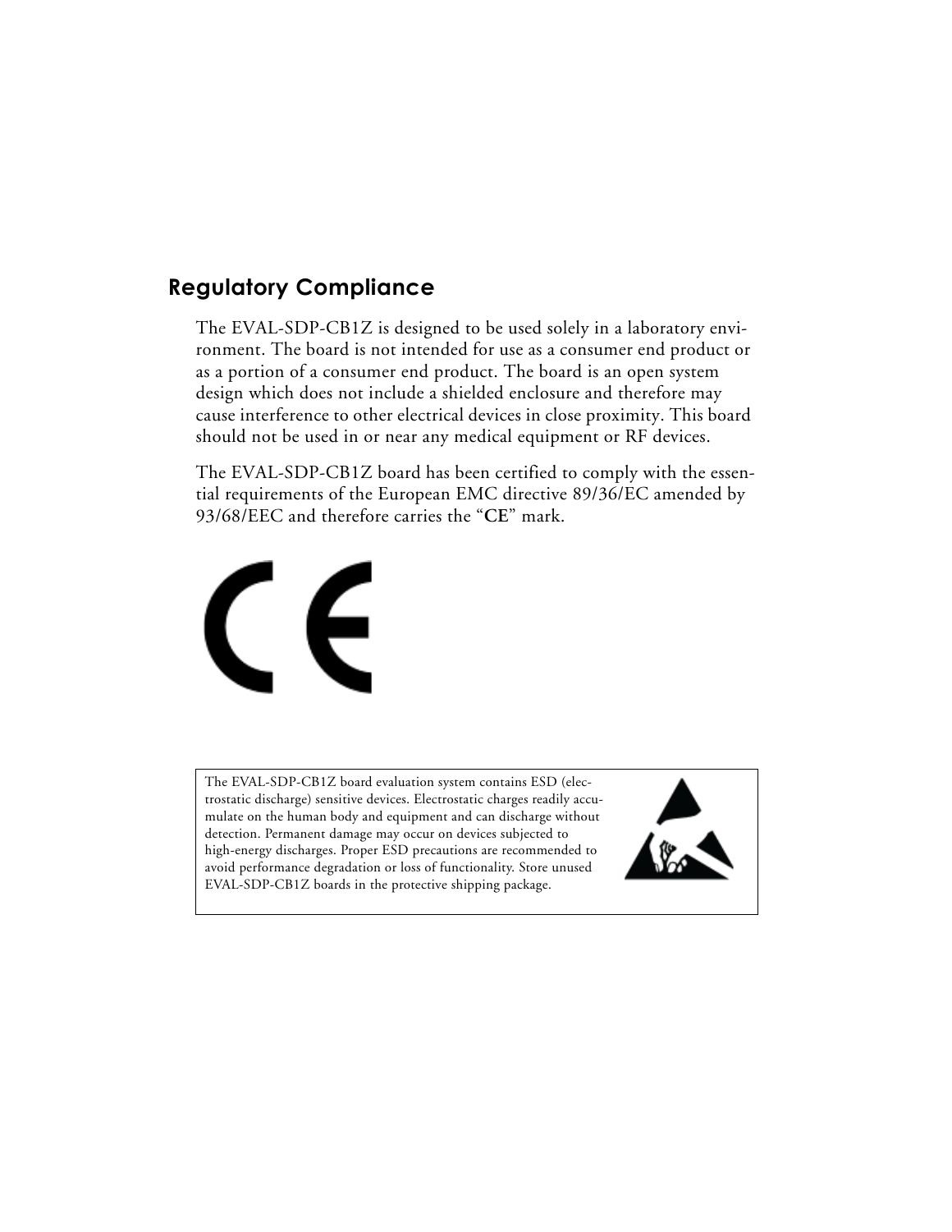## Regulatory Compliance

The EVAL-SDP-CB1Z is designed to be used solely in a laboratory environment. The board is not intended for use as a consumer end product or as a portion of a consumer end product. The board is an open system design which does not include a shielded enclosure and therefore may cause interference to other electrical devices in close proximity. This board should not be used in or near any medical equipment or RF devices.

The EVAL-SDP-CB1Z board has been certified to comply with the essential requirements of the European EMC directive 89/36/EC amended by 93/68/EEC and therefore carries the "**CE**" mark.

The EVAL-SDP-CB1Z board evaluation system contains ESD (electrostatic discharge) sensitive devices. Electrostatic charges readily accumulate on the human body and equipment and can discharge without detection. Permanent damage may occur on devices subjected to high-energy discharges. Proper ESD precautions are recommended to avoid performance degradation or loss of functionality. Store unused EVAL-SDP-CB1Z boards in the protective shipping package.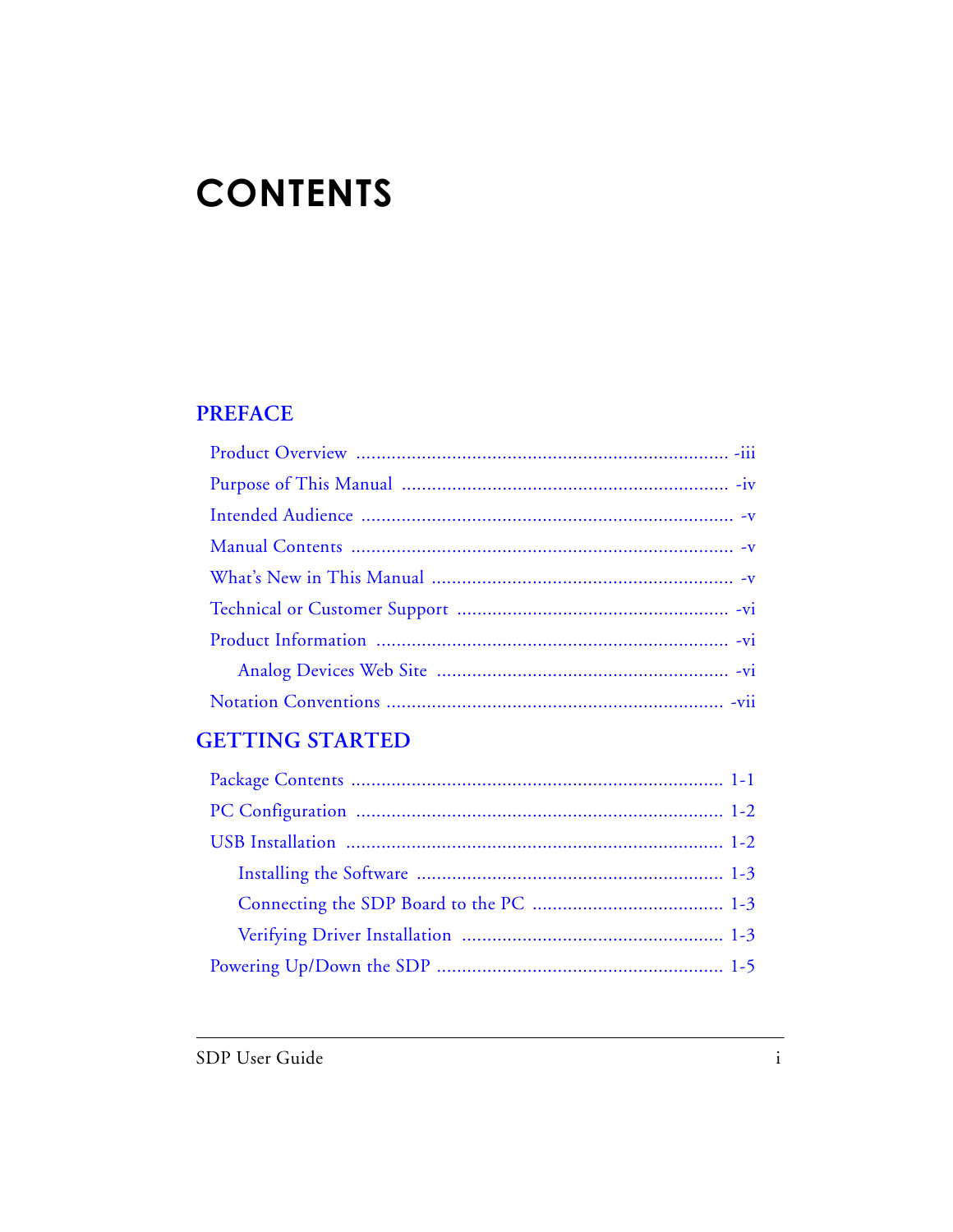# CONTENTS

## PREFACE

Product Overview .......................................................................... -iii

Purpose of This Manual ................................................................ -iv

Intended Audience ......................................................................... -v

Manual Contents ............................................................................ -v

What's New in This Manual ............................................................ -v

Technical or Customer Support ..................................................... -vi

Product Information ..................................................................... -vi

  Analog Devices Web Site ......................................................... -vi

Notation Conventions .................................................................. -vii

## GETTING STARTED

Package Contents ......................................................................... 1-1

PC Configuration ......................................................................... 1-2

USB Installation ........................................................................... 1-2

  Installing the Software ............................................................ 1-3

  Connecting the SDP Board to the PC ...................................... 1-3

  Verifying Driver Installation ................................................... 1-3

Powering Up/Down the SDP ........................................................ 1-5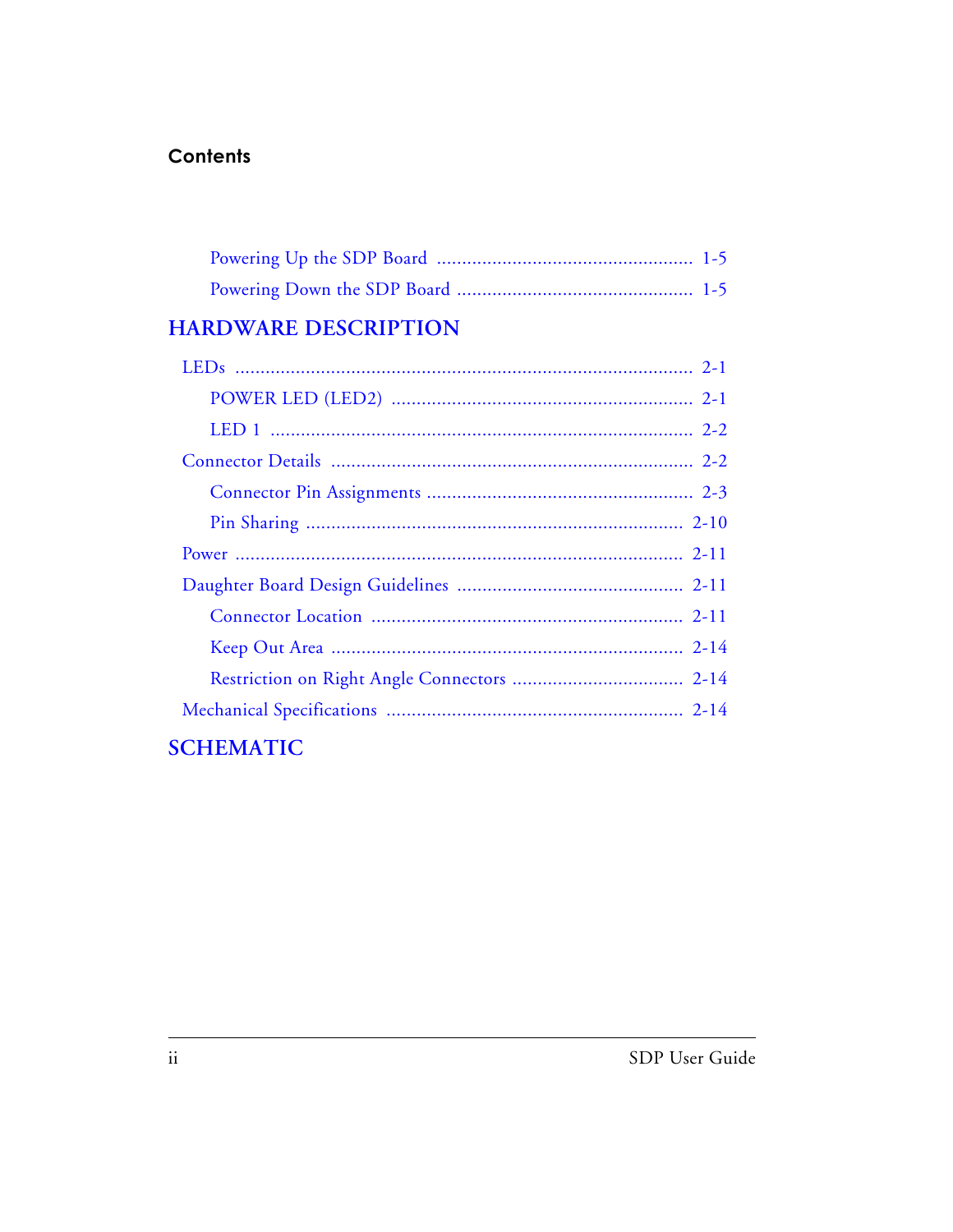## Contents

- Powering Up the SDP Board ........................................ 1-5
- Powering Down the SDP Board ........................................ 1-5

## HARDWARE DESCRIPTION

- LEDs ........................................ 2-1
  - POWER LED (LED2) ........................................ 2-1
  - LED 1 ........................................ 2-2
- Connector Details ........................................ 2-2
  - Connector Pin Assignments ........................................ 2-3
  - Pin Sharing ........................................ 2-10
- Power ........................................ 2-11
- Daughter Board Design Guidelines ........................................ 2-11
  - Connector Location ........................................ 2-11
  - Keep Out Area ........................................ 2-14
  - Restriction on Right Angle Connectors ........................................ 2-14
- Mechanical Specifications ........................................ 2-14

## SCHEMATIC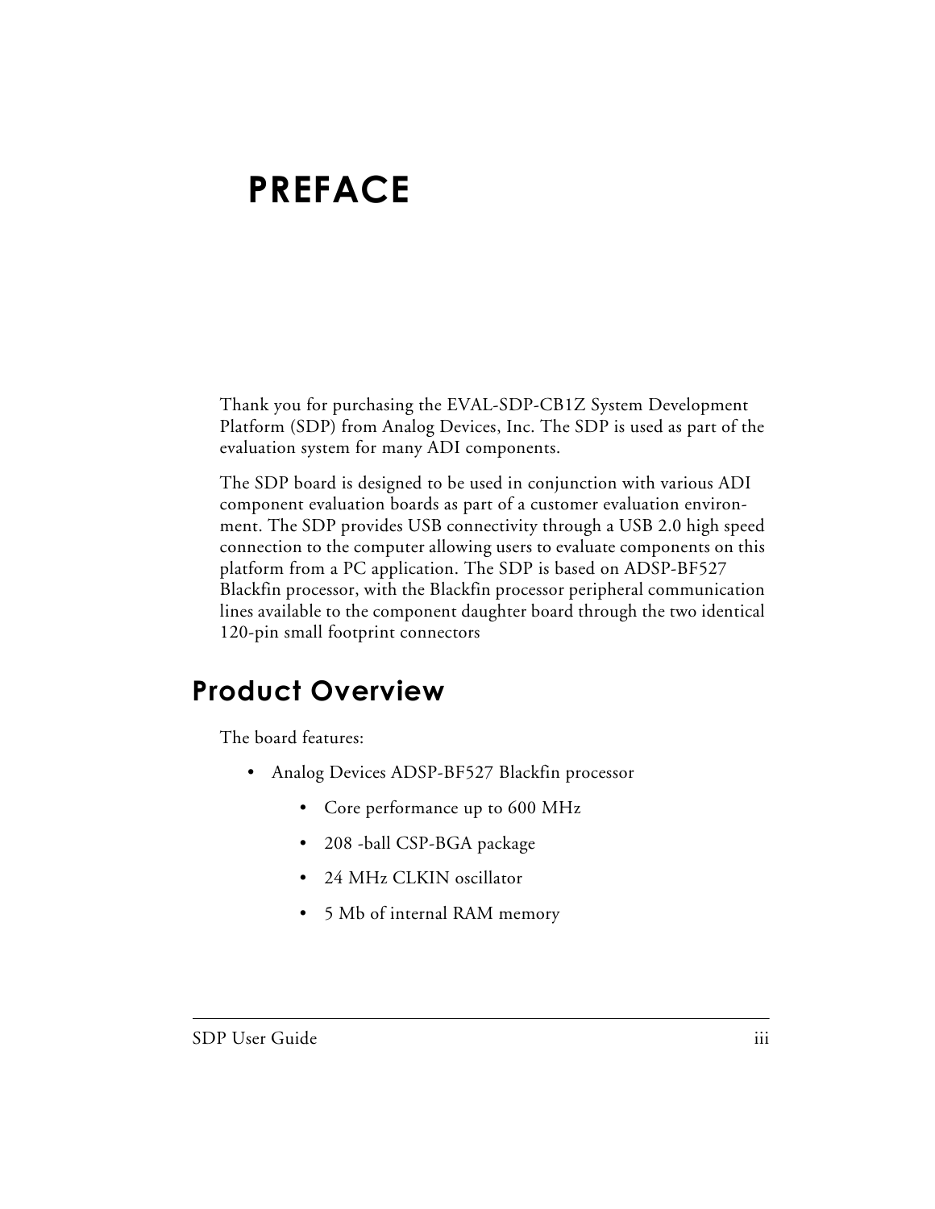# PREFACE

Thank you for purchasing the EVAL-SDP-CB1Z System Development Platform (SDP) from Analog Devices, Inc. The SDP is used as part of the evaluation system for many ADI components.

The SDP board is designed to be used in conjunction with various ADI component evaluation boards as part of a customer evaluation environment. The SDP provides USB connectivity through a USB 2.0 high speed connection to the computer allowing users to evaluate components on this platform from a PC application. The SDP is based on ADSP-BF527 Blackfin processor, with the Blackfin processor peripheral communication lines available to the component daughter board through the two identical 120-pin small footprint connectors

## Product Overview

The board features:

- Analog Devices ADSP-BF527 Blackfin processor
  - Core performance up to 600 MHz
  - 208 -ball CSP-BGA package
  - 24 MHz CLKIN oscillator
  - 5 Mb of internal RAM memory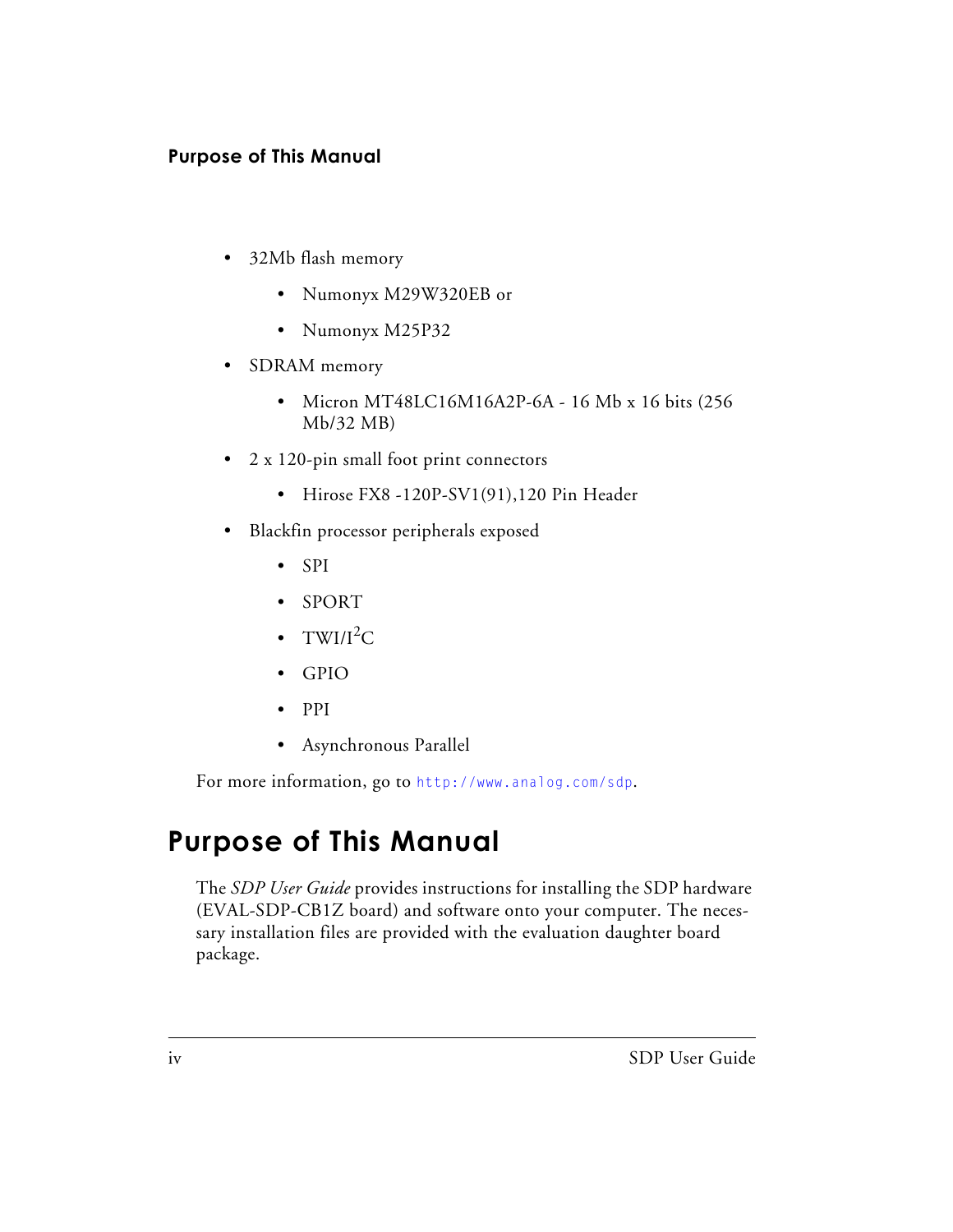- 32Mb flash memory
  - Numonyx M29W320EB or
  - Numonyx M25P32
- SDRAM memory
  - Micron MT48LC16M16A2P-6A - 16 Mb x 16 bits (256 Mb/32 MB)
- 2 x 120-pin small foot print connectors
  - Hirose FX8 -120P-SV1(91),120 Pin Header
- Blackfin processor peripherals exposed
  - SPI
  - SPORT
  - TWI/I$^2$C
  - GPIO
  - PPI
  - Asynchronous Parallel

For more information, go to http://www.analog.com/sdp.

# Purpose of This Manual

The *SDP User Guide* provides instructions for installing the SDP hardware (EVAL-SDP-CB1Z board) and software onto your computer. The necessary installation files are provided with the evaluation daughter board package.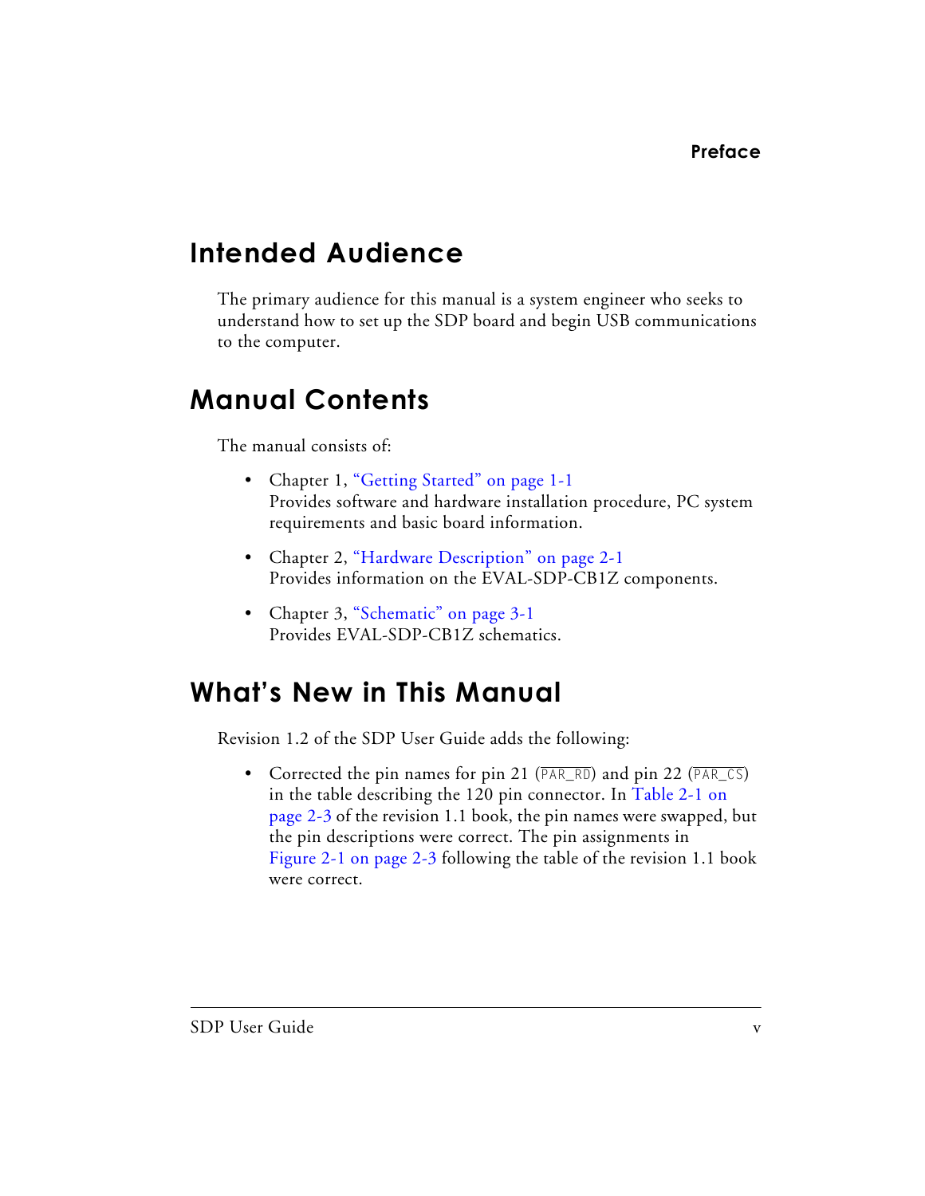## Intended Audience

The primary audience for this manual is a system engineer who seeks to understand how to set up the SDP board and begin USB communications to the computer.

## Manual Contents

The manual consists of:

- Chapter 1, "Getting Started" on page 1-1
  Provides software and hardware installation procedure, PC system requirements and basic board information.

- Chapter 2, "Hardware Description" on page 2-1
  Provides information on the EVAL-SDP-CB1Z components.

- Chapter 3, "Schematic" on page 3-1
  Provides EVAL-SDP-CB1Z schematics.

## What's New in This Manual

Revision 1.2 of the SDP User Guide adds the following:

- Corrected the pin names for pin 21 ($\overline{\text{PAR\_RD}}$) and pin 22 ($\overline{\text{PAR\_CS}}$) in the table describing the 120 pin connector. In Table 2-1 on page 2-3 of the revision 1.1 book, the pin names were swapped, but the pin descriptions were correct. The pin assignments in Figure 2-1 on page 2-3 following the table of the revision 1.1 book were correct.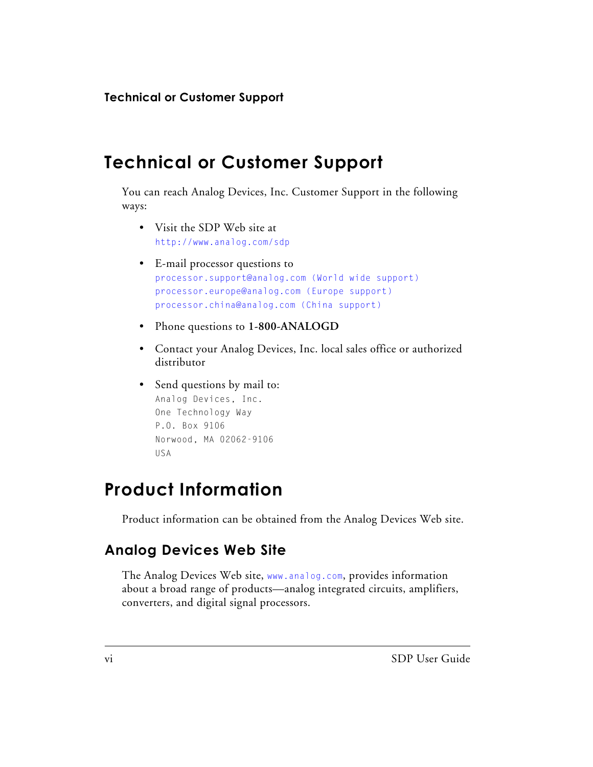# Technical or Customer Support

You can reach Analog Devices, Inc. Customer Support in the following ways:

- Visit the SDP Web site at
  `http://www.analog.com/sdp`

- E-mail processor questions to
  `processor.support@analog.com (World wide support)`
  `processor.europe@analog.com (Europe support)`
  `processor.china@analog.com (China support)`

- Phone questions to **1-800-ANALOGD**

- Contact your Analog Devices, Inc. local sales office or authorized distributor

- Send questions by mail to:
  ```
  Analog Devices, Inc.
  One Technology Way
  P.O. Box 9106
  Norwood, MA 02062-9106
  USA
  ```

# Product Information

Product information can be obtained from the Analog Devices Web site.

## Analog Devices Web Site

The Analog Devices Web site, `www.analog.com`, provides information about a broad range of products—analog integrated circuits, amplifiers, converters, and digital signal processors.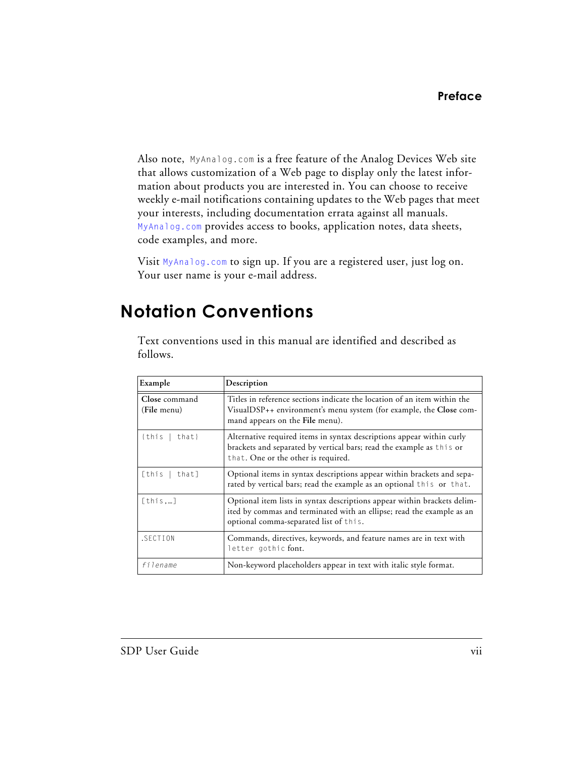Also note, `MyAnalog.com` is a free feature of the Analog Devices Web site that allows customization of a Web page to display only the latest information about products you are interested in. You can choose to receive weekly e-mail notifications containing updates to the Web pages that meet your interests, including documentation errata against all manuals. `MyAnalog.com` provides access to books, application notes, data sheets, code examples, and more.

Visit `MyAnalog.com` to sign up. If you are a registered user, just log on. Your user name is your e-mail address.

## Notation Conventions

Text conventions used in this manual are identified and described as follows.

| Example | Description |
|---|---|
| **Close** command (**File** menu) | Titles in reference sections indicate the location of an item within the VisualDSP++ environment's menu system (for example, the **Close** command appears on the **File** menu). |
| `{this \| that}` | Alternative required items in syntax descriptions appear within curly brackets and separated by vertical bars; read the example as `this` or `that`. One or the other is required. |
| `[this \| that]` | Optional items in syntax descriptions appear within brackets and separated by vertical bars; read the example as an optional `this` or `that`. |
| `[this,…]` | Optional item lists in syntax descriptions appear within brackets delimited by commas and terminated with an ellipse; read the example as an optional comma-separated list of `this`. |
| `.SECTION` | Commands, directives, keywords, and feature names are in text with `letter gothic` font. |
| *`filename`* | Non-keyword placeholders appear in text with italic style format. |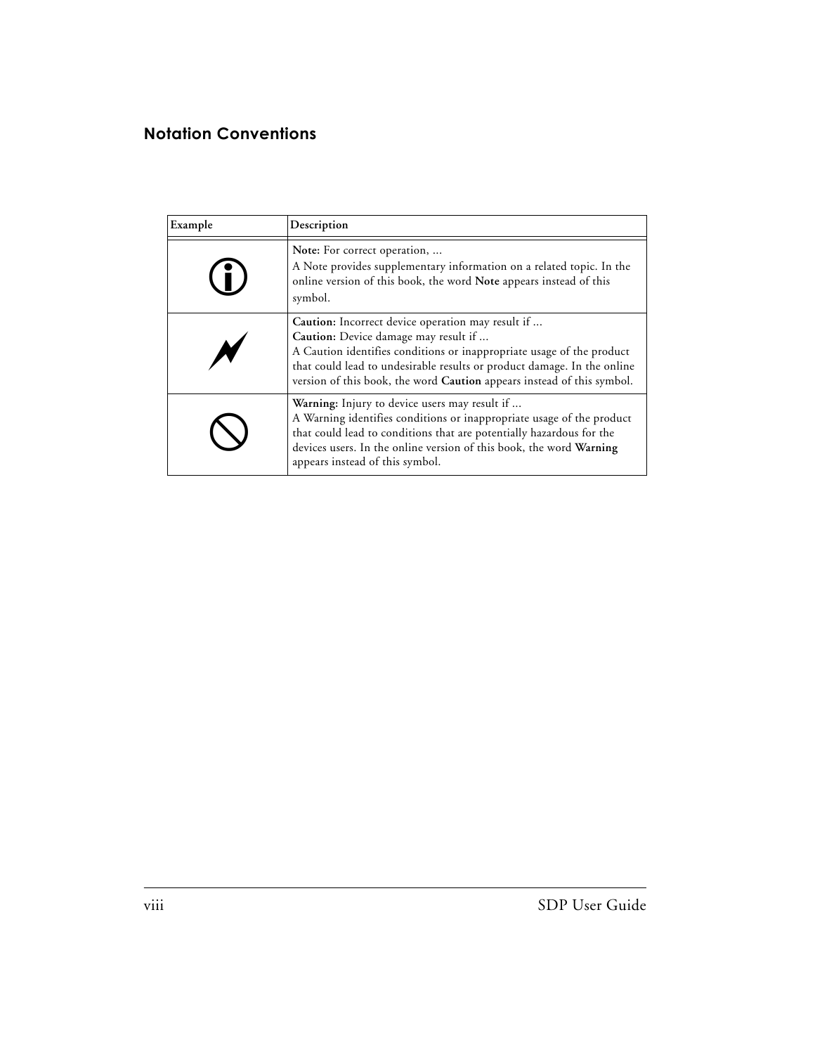## Notation Conventions

| Example | Description |
| --- | --- |
|  | **Note:** For correct operation, ...<br>A Note provides supplementary information on a related topic. In the online version of this book, the word **Note** appears instead of this symbol. |
|  | **Caution:** Incorrect device operation may result if ...<br>**Caution:** Device damage may result if ...<br>A Caution identifies conditions or inappropriate usage of the product that could lead to undesirable results or product damage. In the online version of this book, the word **Caution** appears instead of this symbol. |
|  | **Warning:** Injury to device users may result if ...<br>A Warning identifies conditions or inappropriate usage of the product that could lead to conditions that are potentially hazardous for the devices users. In the online version of this book, the word **Warning** appears instead of this symbol. |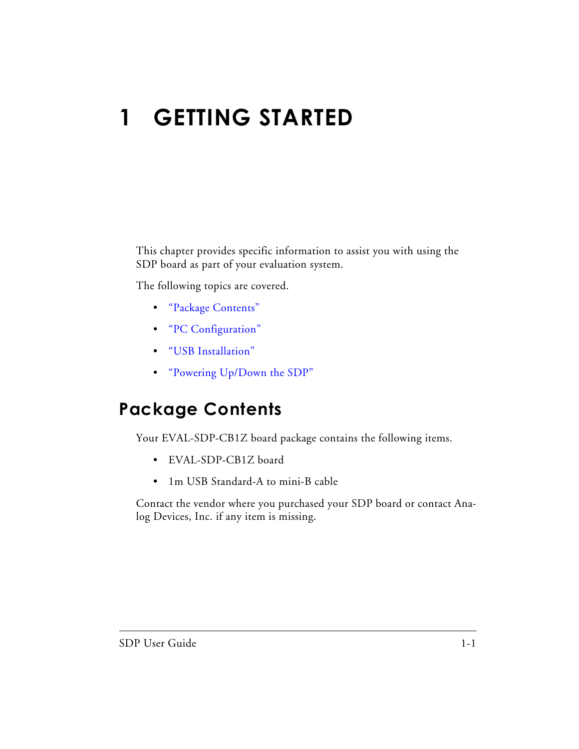# 1 GETTING STARTED

This chapter provides specific information to assist you with using the SDP board as part of your evaluation system.

The following topics are covered.

- "Package Contents"
- "PC Configuration"
- "USB Installation"
- "Powering Up/Down the SDP"

## Package Contents

Your EVAL-SDP-CB1Z board package contains the following items.

- EVAL-SDP-CB1Z board
- 1m USB Standard-A to mini-B cable

Contact the vendor where you purchased your SDP board or contact Analog Devices, Inc. if any item is missing.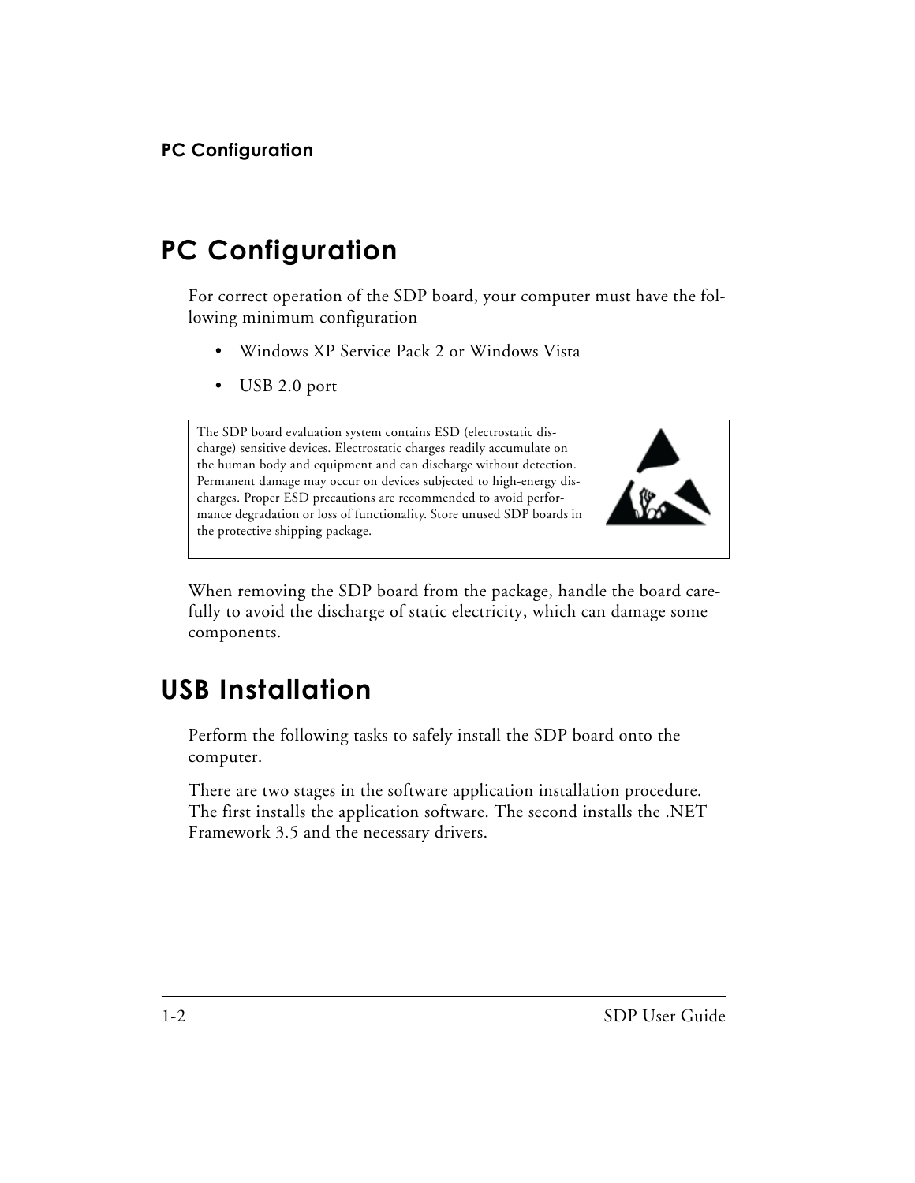# PC Configuration

For correct operation of the SDP board, your computer must have the following minimum configuration

- Windows XP Service Pack 2 or Windows Vista
- USB 2.0 port

| The SDP board evaluation system contains ESD (electrostatic discharge) sensitive devices. Electrostatic charges readily accumulate on the human body and equipment and can discharge without detection. Permanent damage may occur on devices subjected to high-energy discharges. Proper ESD precautions are recommended to avoid performance degradation or loss of functionality. Store unused SDP boards in the protective shipping package. | |
|---|---|

When removing the SDP board from the package, handle the board carefully to avoid the discharge of static electricity, which can damage some components.

# USB Installation

Perform the following tasks to safely install the SDP board onto the computer.

There are two stages in the software application installation procedure. The first installs the application software. The second installs the .NET Framework 3.5 and the necessary drivers.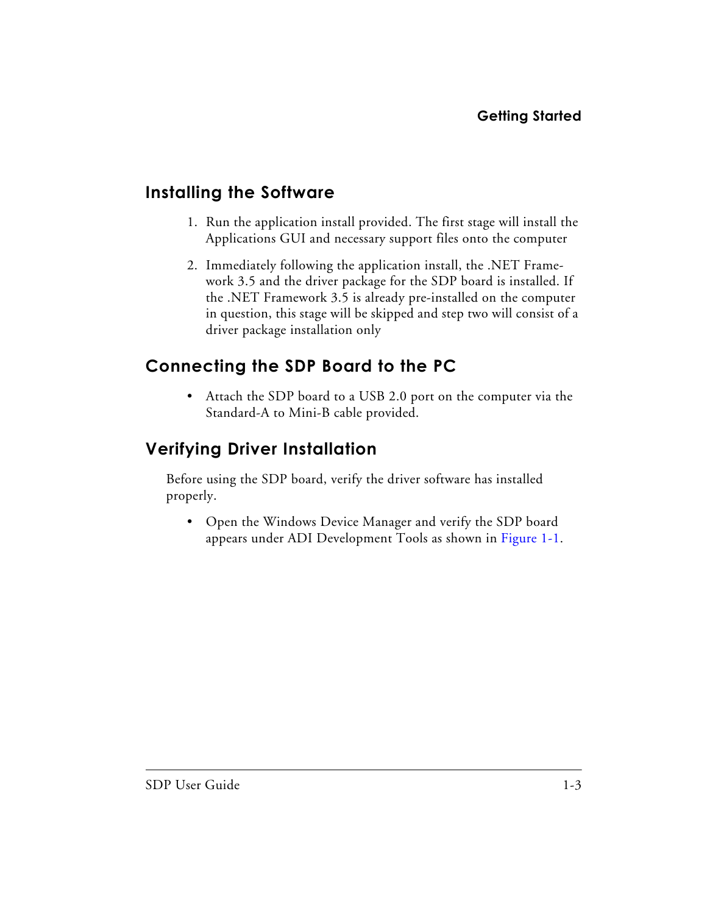## Installing the Software

1. Run the application install provided. The first stage will install the Applications GUI and necessary support files onto the computer
2. Immediately following the application install, the .NET Framework 3.5 and the driver package for the SDP board is installed. If the .NET Framework 3.5 is already pre-installed on the computer in question, this stage will be skipped and step two will consist of a driver package installation only

## Connecting the SDP Board to the PC

- Attach the SDP board to a USB 2.0 port on the computer via the Standard-A to Mini-B cable provided.

## Verifying Driver Installation

Before using the SDP board, verify the driver software has installed properly.

- Open the Windows Device Manager and verify the SDP board appears under ADI Development Tools as shown in Figure 1-1.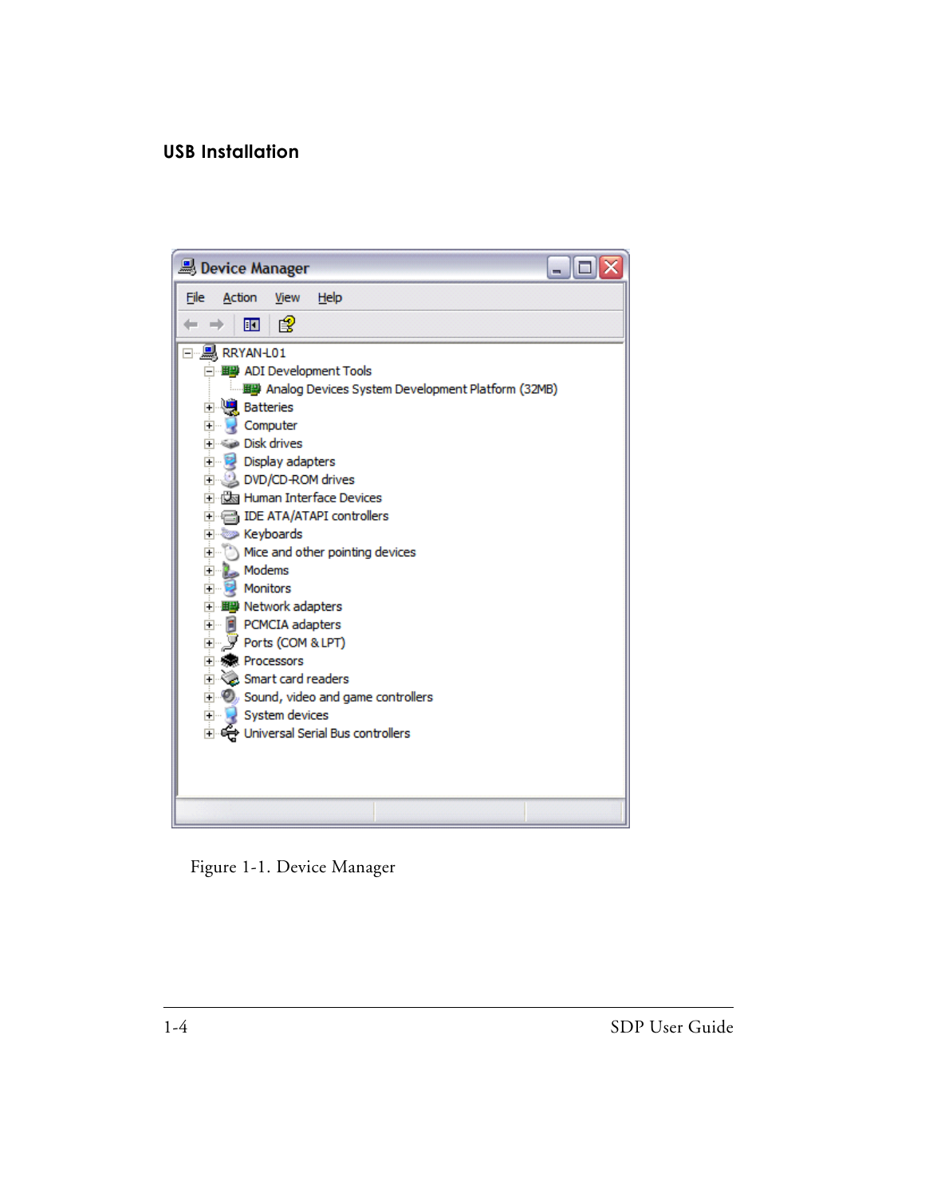## USB Installation

Figure 1-1. Device Manager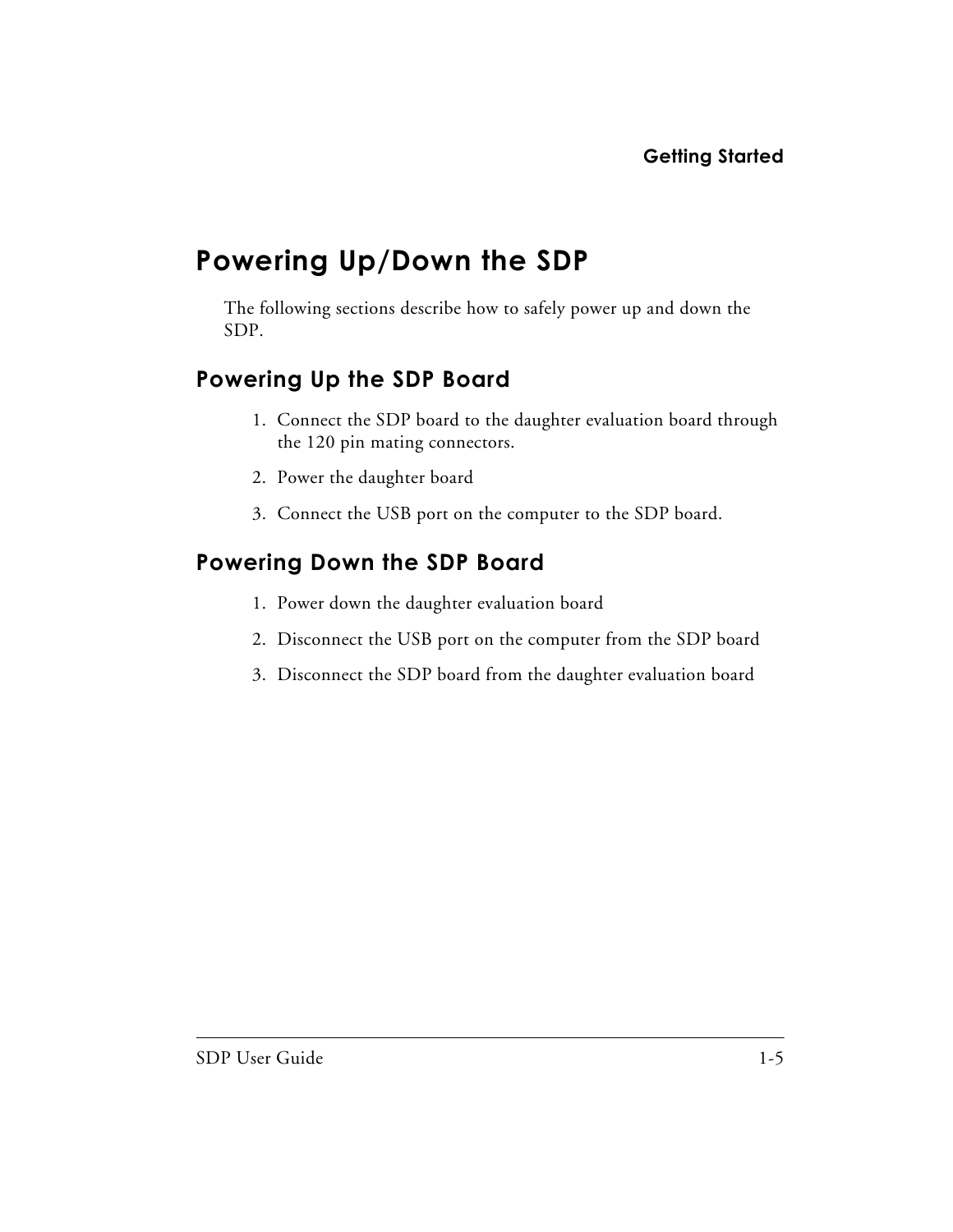# Powering Up/Down the SDP

The following sections describe how to safely power up and down the SDP.

## Powering Up the SDP Board

1. Connect the SDP board to the daughter evaluation board through the 120 pin mating connectors.
2. Power the daughter board
3. Connect the USB port on the computer to the SDP board.

## Powering Down the SDP Board

1. Power down the daughter evaluation board
2. Disconnect the USB port on the computer from the SDP board
3. Disconnect the SDP board from the daughter evaluation board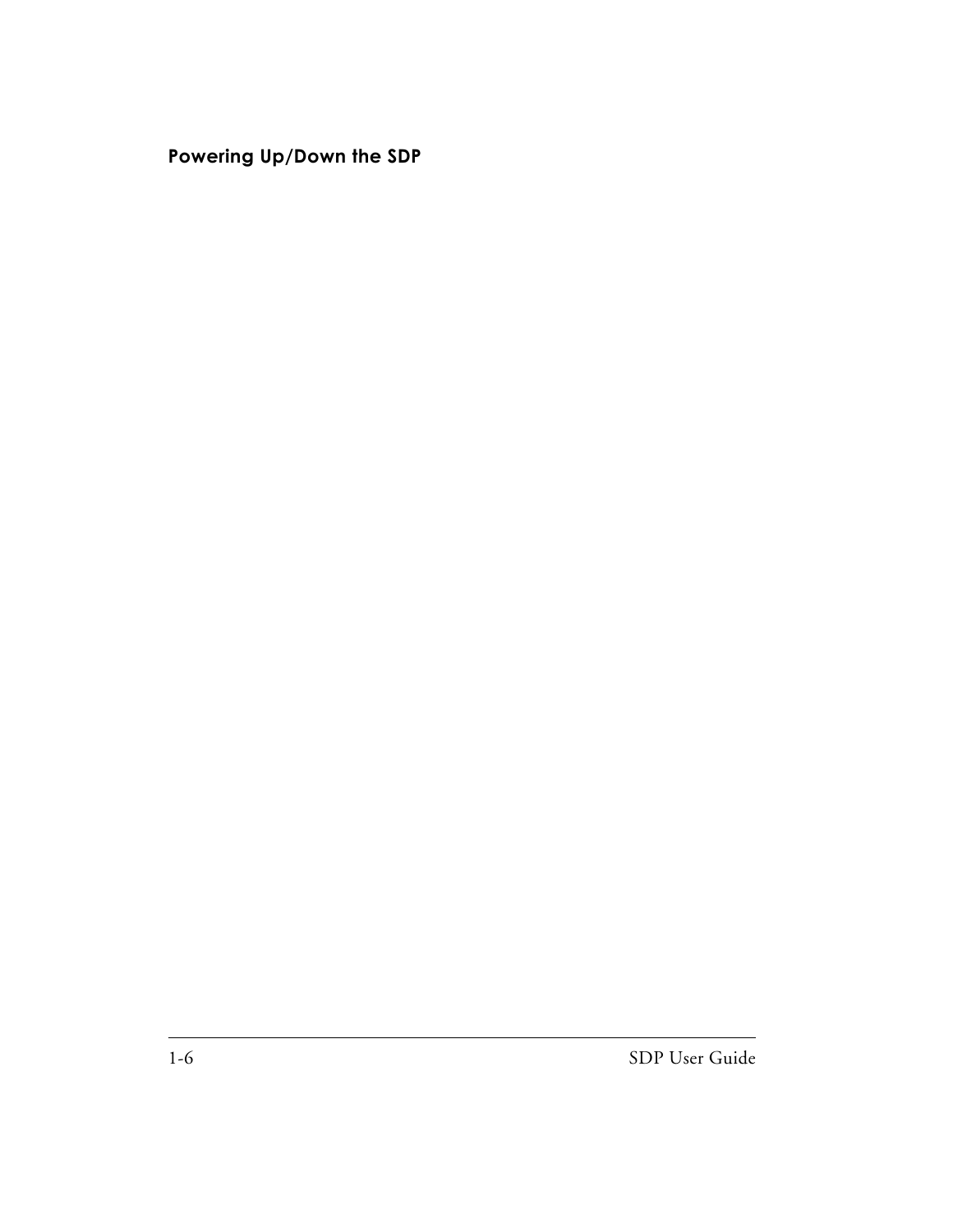## Powering Up/Down the SDP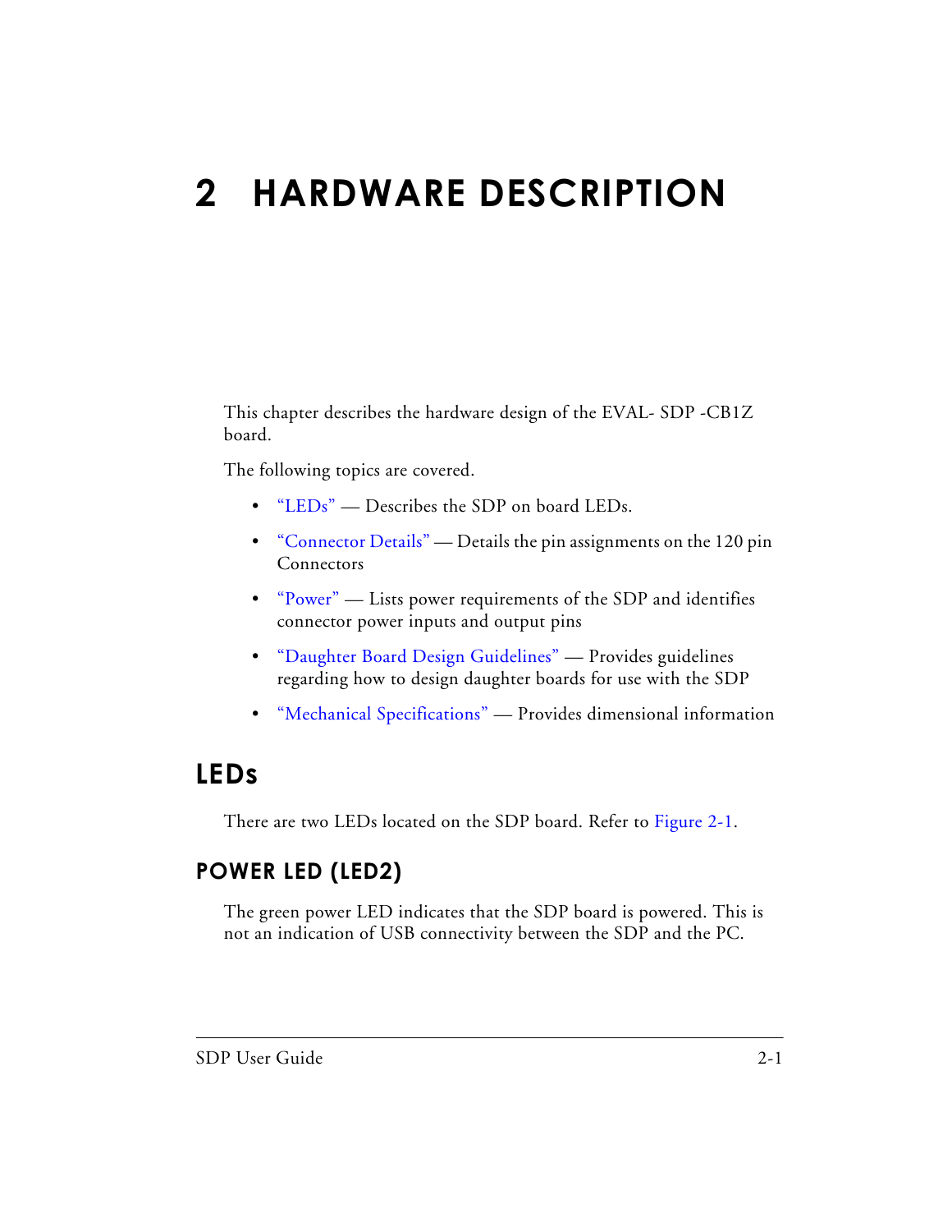# 2 HARDWARE DESCRIPTION

This chapter describes the hardware design of the EVAL- SDP -CB1Z board.

The following topics are covered.

- "LEDs" — Describes the SDP on board LEDs.
- "Connector Details" — Details the pin assignments on the 120 pin Connectors
- "Power" — Lists power requirements of the SDP and identifies connector power inputs and output pins
- "Daughter Board Design Guidelines" — Provides guidelines regarding how to design daughter boards for use with the SDP
- "Mechanical Specifications" — Provides dimensional information

## LEDs

There are two LEDs located on the SDP board. Refer to Figure 2-1.

### POWER LED (LED2)

The green power LED indicates that the SDP board is powered. This is not an indication of USB connectivity between the SDP and the PC.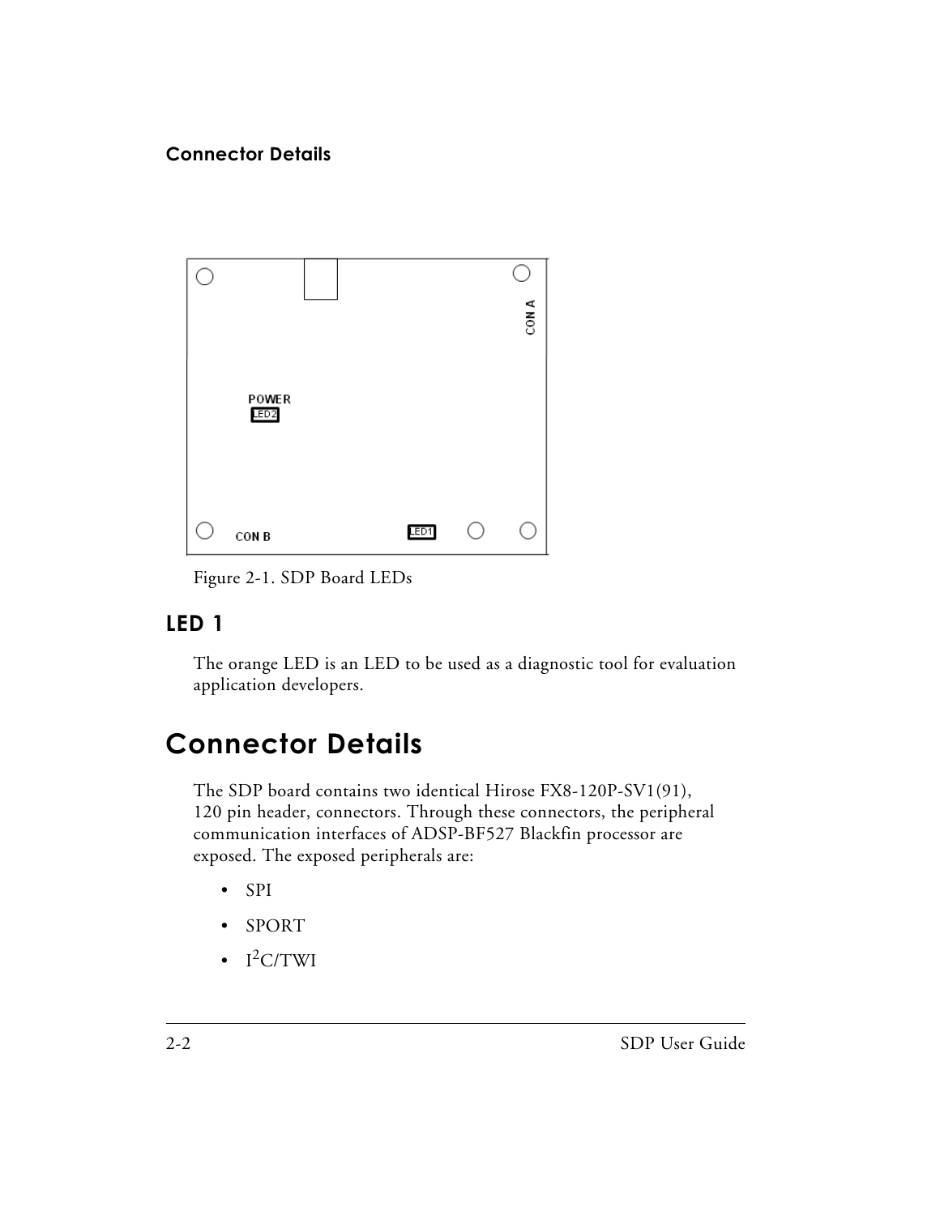Figure 2-1. SDP Board LEDs

### LED 1

The orange LED is an LED to be used as a diagnostic tool for evaluation application developers.

## Connector Details

The SDP board contains two identical Hirose FX8-120P-SV1(91), 120 pin header, connectors. Through these connectors, the peripheral communication interfaces of ADSP-BF527 Blackfin processor are exposed. The exposed peripherals are:

- SPI
- SPORT
- $I^2C$/TWI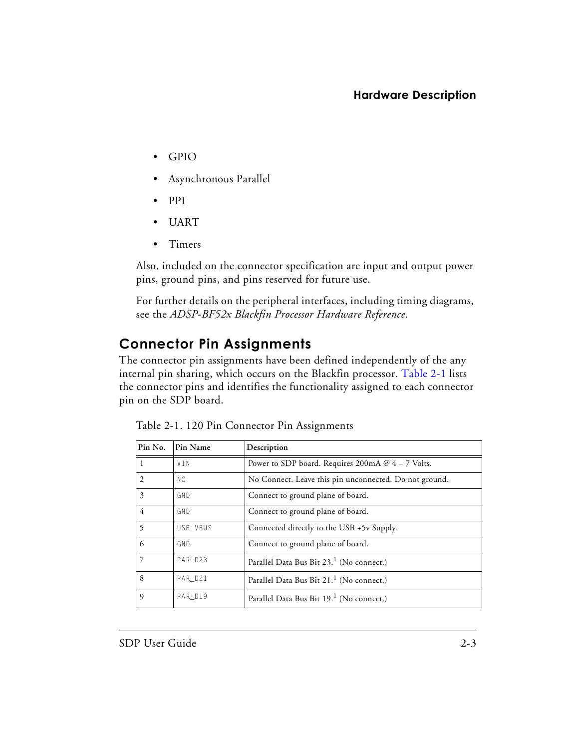- GPIO
- Asynchronous Parallel
- PPI
- UART
- Timers

Also, included on the connector specification are input and output power pins, ground pins, and pins reserved for future use.

For further details on the peripheral interfaces, including timing diagrams, see the *ADSP-BF52x Blackfin Processor Hardware Reference*.

## Connector Pin Assignments

The connector pin assignments have been defined independently of the any internal pin sharing, which occurs on the Blackfin processor. Table 2-1 lists the connector pins and identifies the functionality assigned to each connector pin on the SDP board.

Table 2-1. 120 Pin Connector Pin Assignments

| Pin No. | Pin Name | Description |
|---|---|---|
| 1 | VIN | Power to SDP board. Requires 200mA @ 4 – 7 Volts. |
| 2 | NC | No Connect. Leave this pin unconnected. Do not ground. |
| 3 | GND | Connect to ground plane of board. |
| 4 | GND | Connect to ground plane of board. |
| 5 | USB_VBUS | Connected directly to the USB +5v Supply. |
| 6 | GND | Connect to ground plane of board. |
| 7 | PAR_D23 | Parallel Data Bus Bit 23.[1] (No connect.) |
| 8 | PAR_D21 | Parallel Data Bus Bit 21.[1] (No connect.) |
| 9 | PAR_D19 | Parallel Data Bus Bit 19.[1] (No connect.) |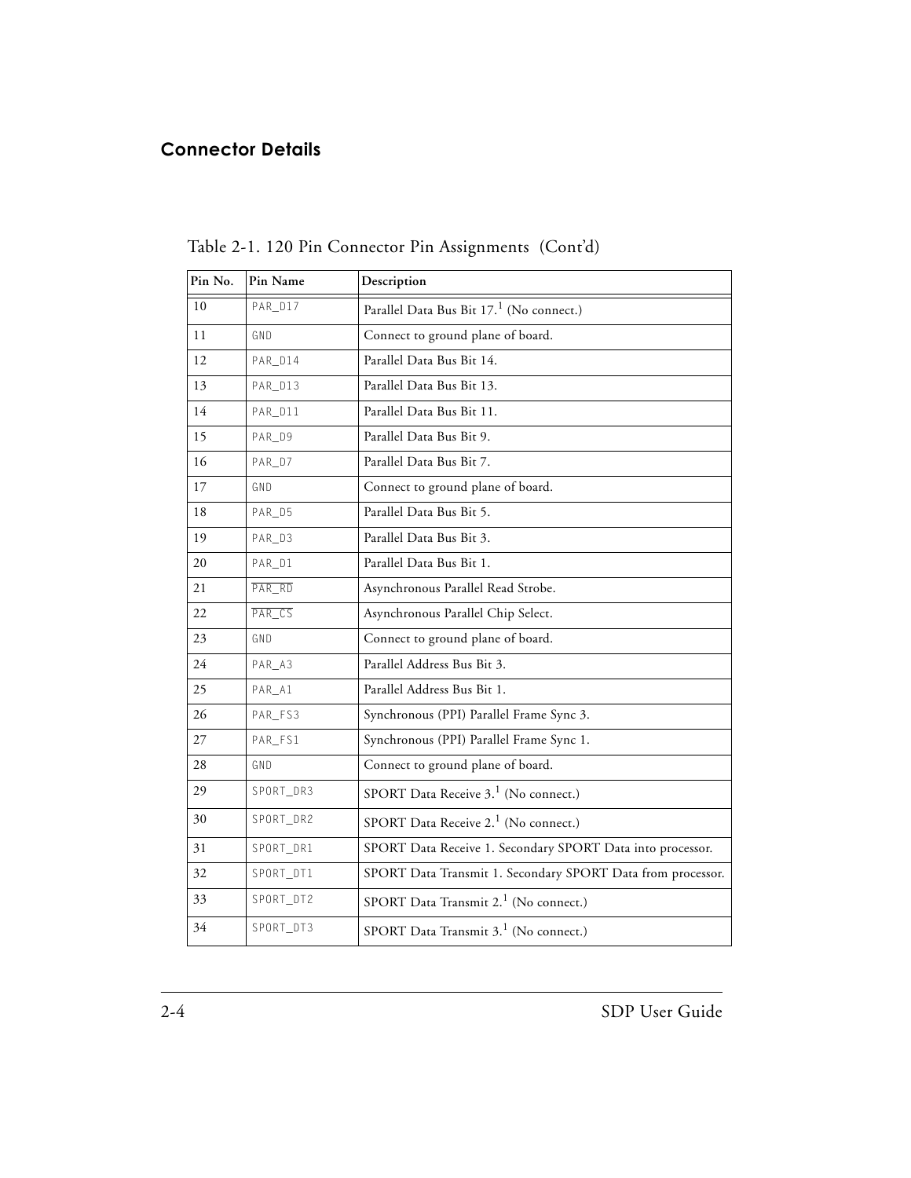## Connector Details

Table 2-1. 120 Pin Connector Pin Assignments (Cont'd)

| Pin No. | Pin Name | Description |
|---|---|---|
| 10 | PAR_D17 | Parallel Data Bus Bit 17.[1] (No connect.) |
| 11 | GND | Connect to ground plane of board. |
| 12 | PAR_D14 | Parallel Data Bus Bit 14. |
| 13 | PAR_D13 | Parallel Data Bus Bit 13. |
| 14 | PAR_D11 | Parallel Data Bus Bit 11. |
| 15 | PAR_D9 | Parallel Data Bus Bit 9. |
| 16 | PAR_D7 | Parallel Data Bus Bit 7. |
| 17 | GND | Connect to ground plane of board. |
| 18 | PAR_D5 | Parallel Data Bus Bit 5. |
| 19 | PAR_D3 | Parallel Data Bus Bit 3. |
| 20 | PAR_D1 | Parallel Data Bus Bit 1. |
| 21 | $\overline{\text{PAR\_RD}}$ | Asynchronous Parallel Read Strobe. |
| 22 | $\overline{\text{PAR\_CS}}$ | Asynchronous Parallel Chip Select. |
| 23 | GND | Connect to ground plane of board. |
| 24 | PAR_A3 | Parallel Address Bus Bit 3. |
| 25 | PAR_A1 | Parallel Address Bus Bit 1. |
| 26 | PAR_FS3 | Synchronous (PPI) Parallel Frame Sync 3. |
| 27 | PAR_FS1 | Synchronous (PPI) Parallel Frame Sync 1. |
| 28 | GND | Connect to ground plane of board. |
| 29 | SPORT_DR3 | SPORT Data Receive 3.[1] (No connect.) |
| 30 | SPORT_DR2 | SPORT Data Receive 2.[1] (No connect.) |
| 31 | SPORT_DR1 | SPORT Data Receive 1. Secondary SPORT Data into processor. |
| 32 | SPORT_DT1 | SPORT Data Transmit 1. Secondary SPORT Data from processor. |
| 33 | SPORT_DT2 | SPORT Data Transmit 2.[1] (No connect.) |
| 34 | SPORT_DT3 | SPORT Data Transmit 3.[1] (No connect.) |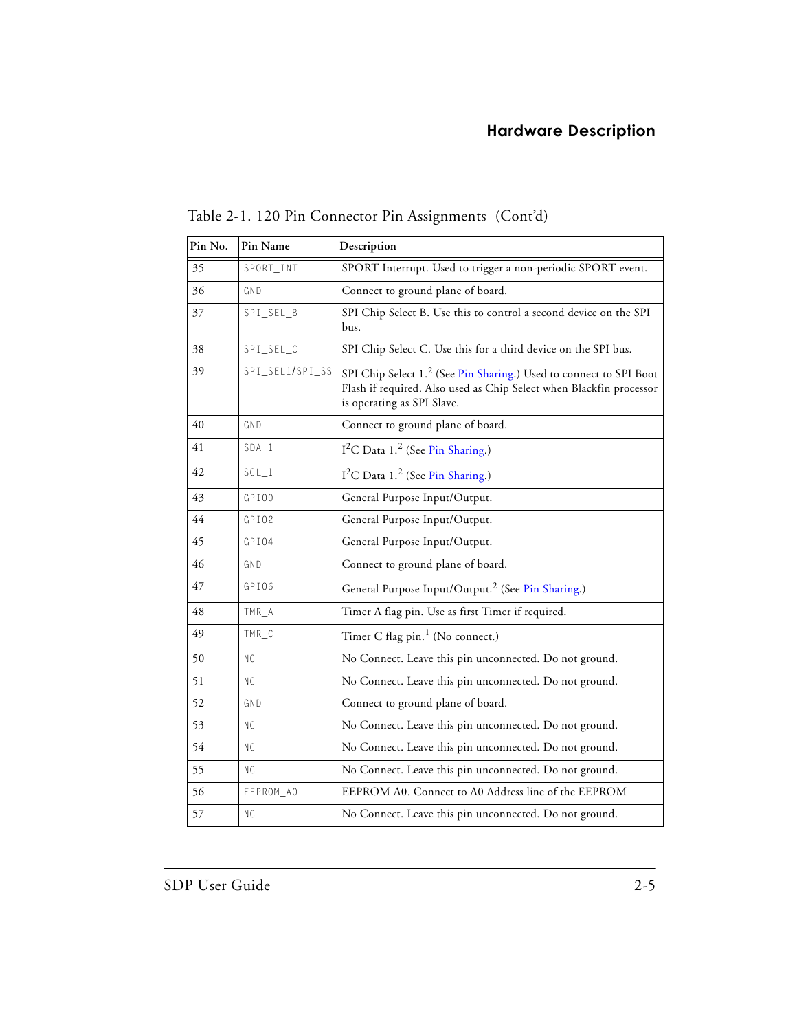Table 2-1. 120 Pin Connector Pin Assignments (Cont'd)

| Pin No. | Pin Name | Description |
|---|---|---|
| 35 | SPORT_INT | SPORT Interrupt. Used to trigger a non-periodic SPORT event. |
| 36 | GND | Connect to ground plane of board. |
| 37 | SPI_SEL_B | SPI Chip Select B. Use this to control a second device on the SPI bus. |
| 38 | SPI_SEL_C | SPI Chip Select C. Use this for a third device on the SPI bus. |
| 39 | SPI_SEL1/SPI_SS | SPI Chip Select 1.[2] (See Pin Sharing.) Used to connect to SPI Boot Flash if required. Also used as Chip Select when Blackfin processor is operating as SPI Slave. |
| 40 | GND | Connect to ground plane of board. |
| 41 | SDA_1 | $I^2C$ Data 1.[2] (See Pin Sharing.) |
| 42 | SCL_1 | $I^2C$ Data 1.[2] (See Pin Sharing.) |
| 43 | GPIO0 | General Purpose Input/Output. |
| 44 | GPIO2 | General Purpose Input/Output. |
| 45 | GPIO4 | General Purpose Input/Output. |
| 46 | GND | Connect to ground plane of board. |
| 47 | GPIO6 | General Purpose Input/Output.[2] (See Pin Sharing.) |
| 48 | TMR_A | Timer A flag pin. Use as first Timer if required. |
| 49 | TMR_C | Timer C flag pin.[1] (No connect.) |
| 50 | NC | No Connect. Leave this pin unconnected. Do not ground. |
| 51 | NC | No Connect. Leave this pin unconnected. Do not ground. |
| 52 | GND | Connect to ground plane of board. |
| 53 | NC | No Connect. Leave this pin unconnected. Do not ground. |
| 54 | NC | No Connect. Leave this pin unconnected. Do not ground. |
| 55 | NC | No Connect. Leave this pin unconnected. Do not ground. |
| 56 | EEPROM_A0 | EEPROM A0. Connect to A0 Address line of the EEPROM |
| 57 | NC | No Connect. Leave this pin unconnected. Do not ground. |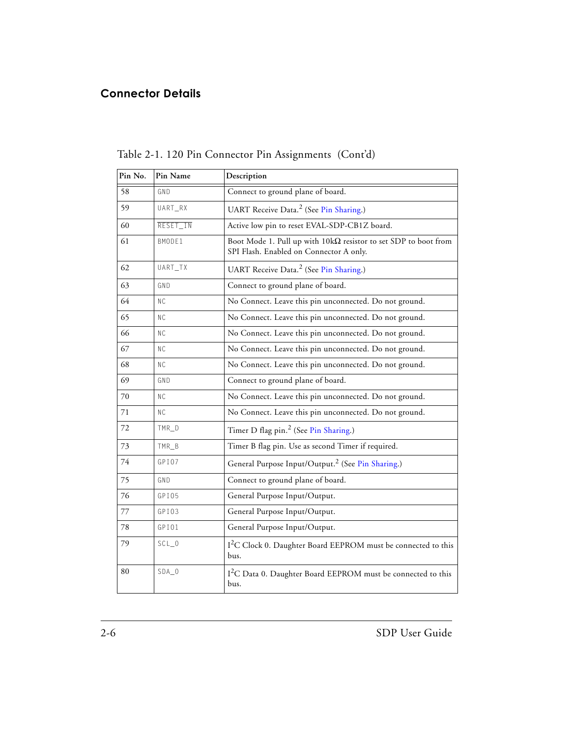## Connector Details

Table 2-1. 120 Pin Connector Pin Assignments (Cont'd)

| Pin No. | Pin Name | Description |
|---|---|---|
| 58 | GND | Connect to ground plane of board. |
| 59 | UART_RX | UART Receive Data.[2] (See Pin Sharing.) |
| 60 | RESET_IN | Active low pin to reset EVAL-SDP-CB1Z board. |
| 61 | BMODE1 | Boot Mode 1. Pull up with 10kΩ resistor to set SDP to boot from SPI Flash. Enabled on Connector A only. |
| 62 | UART_TX | UART Receive Data.[2] (See Pin Sharing.) |
| 63 | GND | Connect to ground plane of board. |
| 64 | NC | No Connect. Leave this pin unconnected. Do not ground. |
| 65 | NC | No Connect. Leave this pin unconnected. Do not ground. |
| 66 | NC | No Connect. Leave this pin unconnected. Do not ground. |
| 67 | NC | No Connect. Leave this pin unconnected. Do not ground. |
| 68 | NC | No Connect. Leave this pin unconnected. Do not ground. |
| 69 | GND | Connect to ground plane of board. |
| 70 | NC | No Connect. Leave this pin unconnected. Do not ground. |
| 71 | NC | No Connect. Leave this pin unconnected. Do not ground. |
| 72 | TMR_D | Timer D flag pin.[2] (See Pin Sharing.) |
| 73 | TMR_B | Timer B flag pin. Use as second Timer if required. |
| 74 | GPIO7 | General Purpose Input/Output.[2] (See Pin Sharing.) |
| 75 | GND | Connect to ground plane of board. |
| 76 | GPIO5 | General Purpose Input/Output. |
| 77 | GPIO3 | General Purpose Input/Output. |
| 78 | GPIO1 | General Purpose Input/Output. |
| 79 | SCL_0 | $I^2C$ Clock 0. Daughter Board EEPROM must be connected to this bus. |
| 80 | SDA_0 | $I^2C$ Data 0. Daughter Board EEPROM must be connected to this bus. |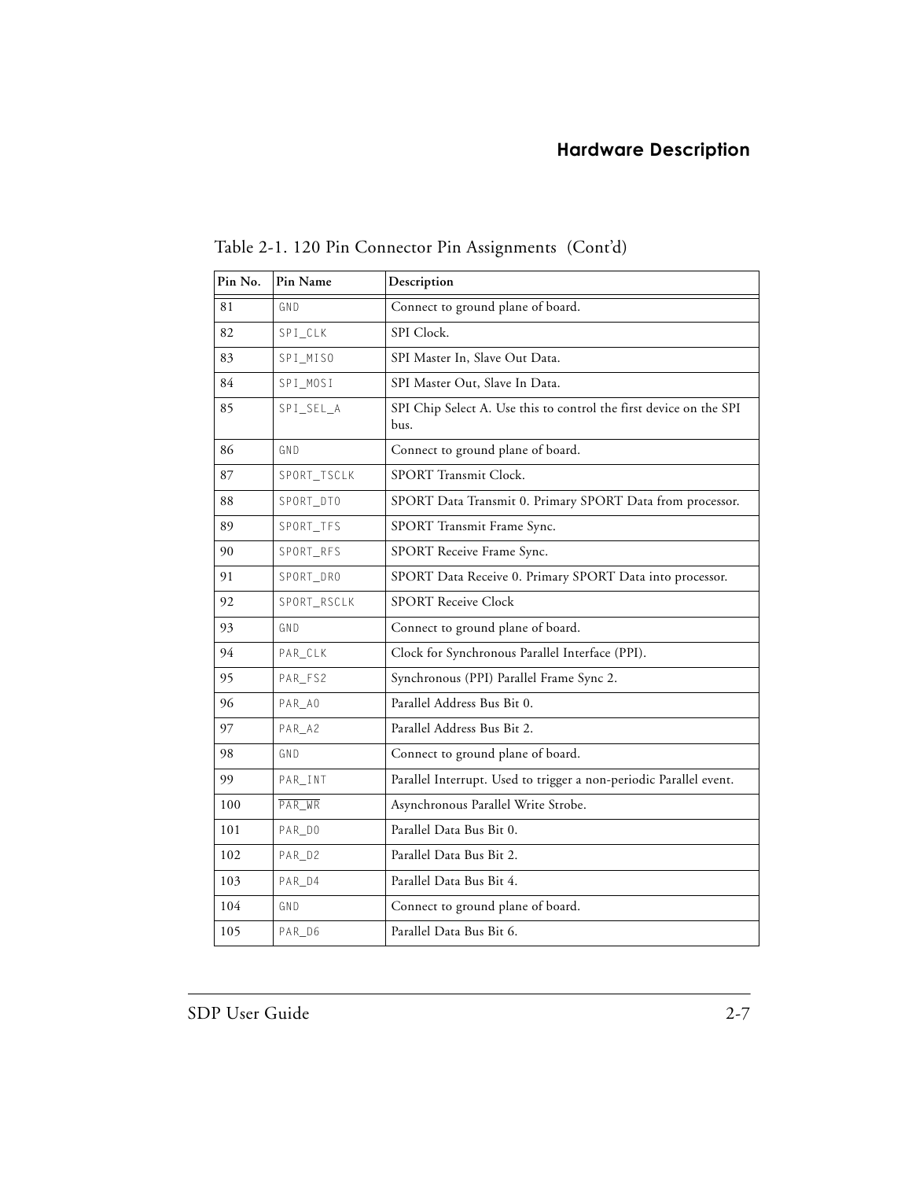Table 2-1. 120 Pin Connector Pin Assignments (Cont'd)

| Pin No. | Pin Name | Description |
|---|---|---|
| 81 | GND | Connect to ground plane of board. |
| 82 | SPI_CLK | SPI Clock. |
| 83 | SPI_MISO | SPI Master In, Slave Out Data. |
| 84 | SPI_MOSI | SPI Master Out, Slave In Data. |
| 85 | SPI_SEL_A | SPI Chip Select A. Use this to control the first device on the SPI bus. |
| 86 | GND | Connect to ground plane of board. |
| 87 | SPORT_TSCLK | SPORT Transmit Clock. |
| 88 | SPORT_DT0 | SPORT Data Transmit 0. Primary SPORT Data from processor. |
| 89 | SPORT_TFS | SPORT Transmit Frame Sync. |
| 90 | SPORT_RFS | SPORT Receive Frame Sync. |
| 91 | SPORT_DR0 | SPORT Data Receive 0. Primary SPORT Data into processor. |
| 92 | SPORT_RSCLK | SPORT Receive Clock |
| 93 | GND | Connect to ground plane of board. |
| 94 | PAR_CLK | Clock for Synchronous Parallel Interface (PPI). |
| 95 | PAR_FS2 | Synchronous (PPI) Parallel Frame Sync 2. |
| 96 | PAR_A0 | Parallel Address Bus Bit 0. |
| 97 | PAR_A2 | Parallel Address Bus Bit 2. |
| 98 | GND | Connect to ground plane of board. |
| 99 | PAR_INT | Parallel Interrupt. Used to trigger a non-periodic Parallel event. |
| 100 | $\overline{\text{PAR\_WR}}$ | Asynchronous Parallel Write Strobe. |
| 101 | PAR_D0 | Parallel Data Bus Bit 0. |
| 102 | PAR_D2 | Parallel Data Bus Bit 2. |
| 103 | PAR_D4 | Parallel Data Bus Bit 4. |
| 104 | GND | Connect to ground plane of board. |
| 105 | PAR_D6 | Parallel Data Bus Bit 6. |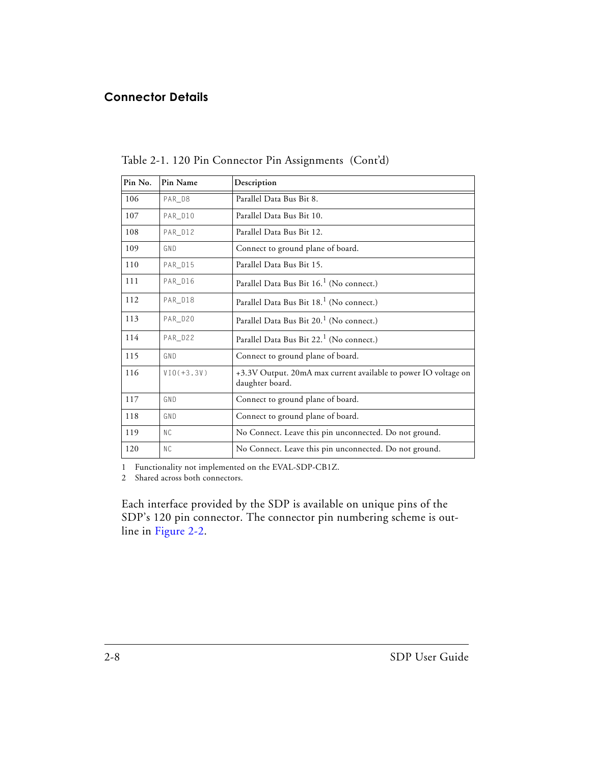## Connector Details

Table 2-1. 120 Pin Connector Pin Assignments (Cont'd)

| Pin No. | Pin Name | Description |
|---|---|---|
| 106 | PAR_D8 | Parallel Data Bus Bit 8. |
| 107 | PAR_D10 | Parallel Data Bus Bit 10. |
| 108 | PAR_D12 | Parallel Data Bus Bit 12. |
| 109 | GND | Connect to ground plane of board. |
| 110 | PAR_D15 | Parallel Data Bus Bit 15. |
| 111 | PAR_D16 | Parallel Data Bus Bit 16.[1] (No connect.) |
| 112 | PAR_D18 | Parallel Data Bus Bit 18.[1] (No connect.) |
| 113 | PAR_D20 | Parallel Data Bus Bit 20.[1] (No connect.) |
| 114 | PAR_D22 | Parallel Data Bus Bit 22.[1] (No connect.) |
| 115 | GND | Connect to ground plane of board. |
| 116 | VIO(+3.3V) | +3.3V Output. 20mA max current available to power IO voltage on daughter board. |
| 117 | GND | Connect to ground plane of board. |
| 118 | GND | Connect to ground plane of board. |
| 119 | NC | No Connect. Leave this pin unconnected. Do not ground. |
| 120 | NC | No Connect. Leave this pin unconnected. Do not ground. |

1 Functionality not implemented on the EVAL-SDP-CB1Z.
2 Shared across both connectors.

Each interface provided by the SDP is available on unique pins of the SDP's 120 pin connector. The connector pin numbering scheme is outline in Figure 2-2.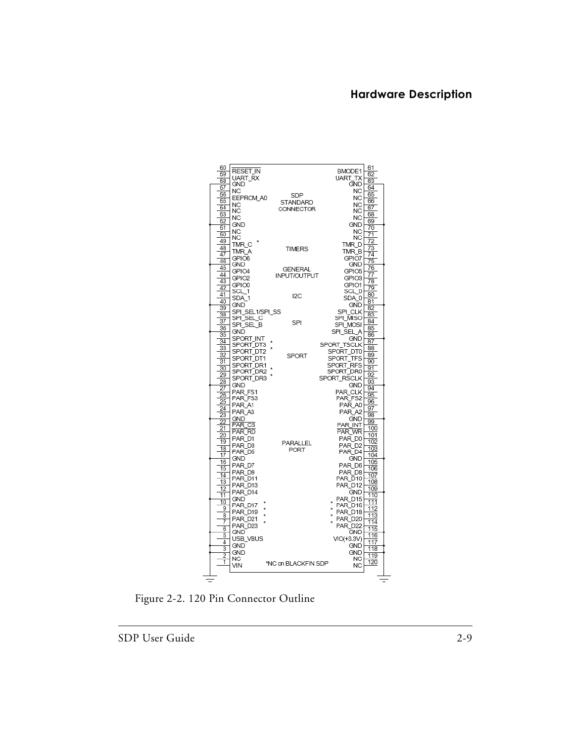| Pin | Signal | Signal | Pin |
|---|---|---|---|
| 60 | RESET_IN | BMODE1 | 61 |
| 59 | UART_RX | UART_TX | 62 |
| 58 | GND | GND | 63 |
| 57 | NC | NC | 64 |
| 56 | EEPROM_A0 | NC | 65 |
| 55 | NC | NC | 66 |
| 54 | NC | NC | 67 |
| 53 | NC | NC | 68 |
| 52 | GND | GND | 69 |
| 51 | NC | NC | 70 |
| 50 | NC | NC | 71 |
| 49 | TMR_C * | TMR_D | 72 |
| 48 | TMR_A | TMR_B | 73 |
| 47 | GPIO6 | GPIO7 | 74 |
| 46 | GND | GND | 75 |
| 45 | GPIO4 | GPIO5 | 76 |
| 44 | GPIO2 | GPIO3 | 77 |
| 43 | GPIO0 | GPIO1 | 78 |
| 42 | SCL_1 | SCL_0 | 79 |
| 41 | SDA_1 | SDA_0 | 80 |
| 40 | GND | GND | 81 |
| 39 | SPI_SEL1/SPI_SS | SPI_CLK | 82 |
| 38 | SPI_SEL_C | SPI_MISO | 83 |
| 37 | SPI_SEL_B | SPI_MOSI | 84 |
| 36 | GND | SPI_SEL_A | 85 |
| 35 | SPORT_INT | GND | 86 |
| 34 | SPORT_DT3 * | SPORT_TSCLK | 87 |
| 33 | SPORT_DT2 * | SPORT_DT0 | 88 |
| 32 | SPORT_DT1 | SPORT_TFS | 89 |
| 31 | SPORT_DR1 | SPORT_RFS | 90 |
| 30 | SPORT_DR2 * | SPORT_DR0 | 91 |
| 29 | SPORT_DR3 * | SPORT_RSCLK | 92 |
| 28 | GND | GND | 93 |
| 27 | PAR_FS1 | PAR_CLK | 94 |
| 26 | PAR_FS3 | PAR_FS2 | 95 |
| 25 | PAR_A1 | PAR_A0 | 96 |
| 24 | PAR_A3 | PAR_A2 | 97 |
| 23 | GND | GND | 98 |
| 22 | PAR_CS | PAR_INT | 99 |
| 21 | PAR_RD | PAR_WR | 100 |
| 20 | PAR_D1 | PAR_D0 | 101 |
| 19 | PAR_D3 | PAR_D2 | 102 |
| 18 | PAR_D5 | PAR_D4 | 103 |
| 17 | GND | GND | 104 |
| 16 | PAR_D7 | PAR_D6 | 105 |
| 15 | PAR_D9 | PAR_D8 | 106 |
| 14 | PAR_D11 | PAR_D10 | 107 |
| 13 | PAR_D13 | PAR_D12 | 108 |
| 12 | PAR_D14 | GND | 109 |
| 11 | GND | PAR_D15 | 110 |
| 10 | PAR_D17 * | PAR_D16 * | 111 |
| 9 | PAR_D19 * | PAR_D18 * | 112 |
| 8 | PAR_D21 * | PAR_D20 * | 113 |
| 7 | PAR_D23 * | PAR_D22 * | 114 |
| 6 | GND | GND | 115 |
| 5 | USB_VBUS | VIO(+3.3V) | 116 |
| 4 | GND | GND | 117 |
| 3 | GND | GND | 118 |
| 2 | NC | NC | 119 |
| 1 | VIN | NC | 120 |

SDP STANDARD CONNECTOR; TIMERS; GENERAL INPUT/OUTPUT; I2C; SPI; SPORT; PARALLEL PORT

*NC on BLACKFIN SDP

Figure 2-2. 120 Pin Connector Outline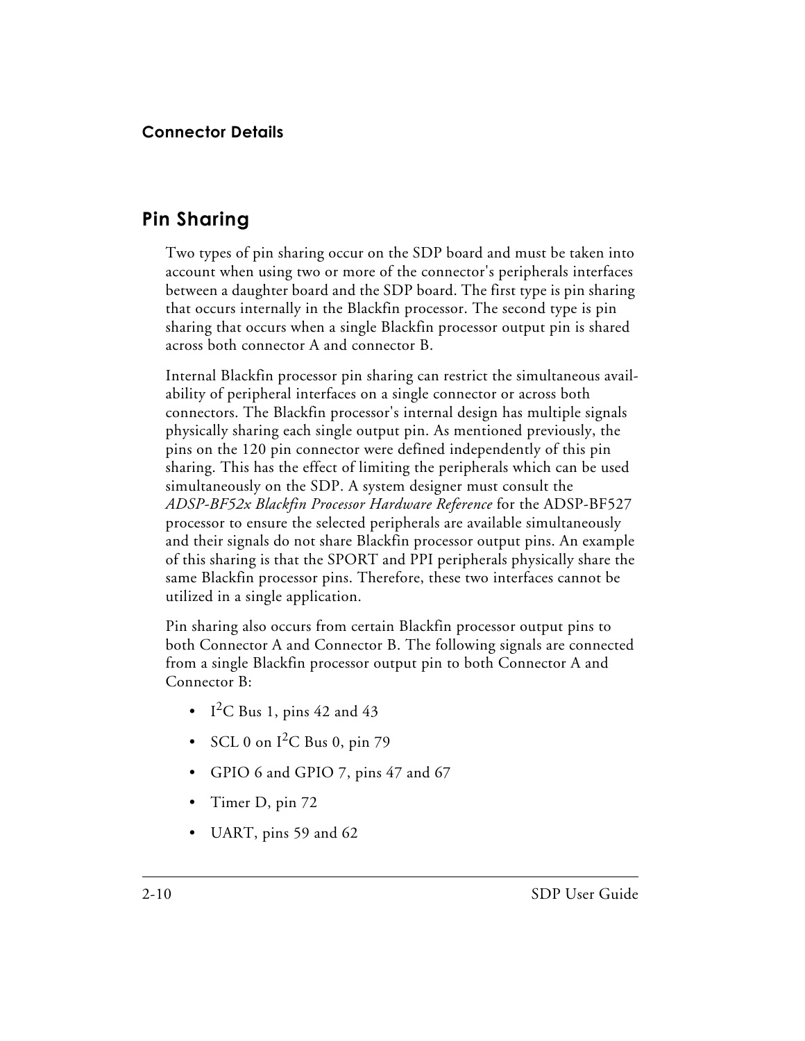## Pin Sharing

Two types of pin sharing occur on the SDP board and must be taken into account when using two or more of the connector's peripherals interfaces between a daughter board and the SDP board. The first type is pin sharing that occurs internally in the Blackfin processor. The second type is pin sharing that occurs when a single Blackfin processor output pin is shared across both connector A and connector B.

Internal Blackfin processor pin sharing can restrict the simultaneous availability of peripheral interfaces on a single connector or across both connectors. The Blackfin processor's internal design has multiple signals physically sharing each single output pin. As mentioned previously, the pins on the 120 pin connector were defined independently of this pin sharing. This has the effect of limiting the peripherals which can be used simultaneously on the SDP. A system designer must consult the *ADSP-BF52x Blackfin Processor Hardware Reference* for the ADSP-BF527 processor to ensure the selected peripherals are available simultaneously and their signals do not share Blackfin processor output pins. An example of this sharing is that the SPORT and PPI peripherals physically share the same Blackfin processor pins. Therefore, these two interfaces cannot be utilized in a single application.

Pin sharing also occurs from certain Blackfin processor output pins to both Connector A and Connector B. The following signals are connected from a single Blackfin processor output pin to both Connector A and Connector B:

- $I^2C$ Bus 1, pins 42 and 43
- SCL 0 on $I^2C$ Bus 0, pin 79
- GPIO 6 and GPIO 7, pins 47 and 67
- Timer D, pin 72
- UART, pins 59 and 62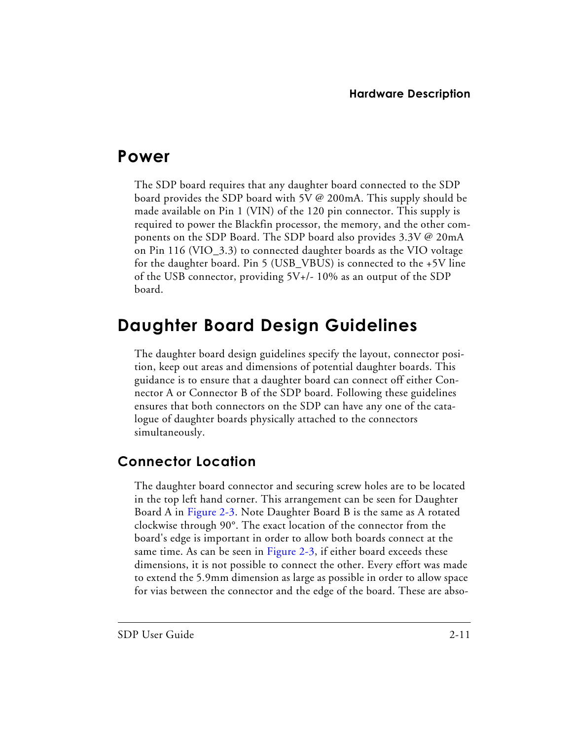## Power

The SDP board requires that any daughter board connected to the SDP board provides the SDP board with 5V @ 200mA. This supply should be made available on Pin 1 (VIN) of the 120 pin connector. This supply is required to power the Blackfin processor, the memory, and the other components on the SDP Board. The SDP board also provides 3.3V @ 20mA on Pin 116 (VIO_3.3) to connected daughter boards as the VIO voltage for the daughter board. Pin 5 (USB_VBUS) is connected to the +5V line of the USB connector, providing 5V+/- 10% as an output of the SDP board.

## Daughter Board Design Guidelines

The daughter board design guidelines specify the layout, connector position, keep out areas and dimensions of potential daughter boards. This guidance is to ensure that a daughter board can connect off either Connector A or Connector B of the SDP board. Following these guidelines ensures that both connectors on the SDP can have any one of the catalogue of daughter boards physically attached to the connectors simultaneously.

### Connector Location

The daughter board connector and securing screw holes are to be located in the top left hand corner. This arrangement can be seen for Daughter Board A in Figure 2-3. Note Daughter Board B is the same as A rotated clockwise through 90°. The exact location of the connector from the board's edge is important in order to allow both boards connect at the same time. As can be seen in Figure 2-3, if either board exceeds these dimensions, it is not possible to connect the other. Every effort was made to extend the 5.9mm dimension as large as possible in order to allow space for vias between the connector and the edge of the board. These are abso-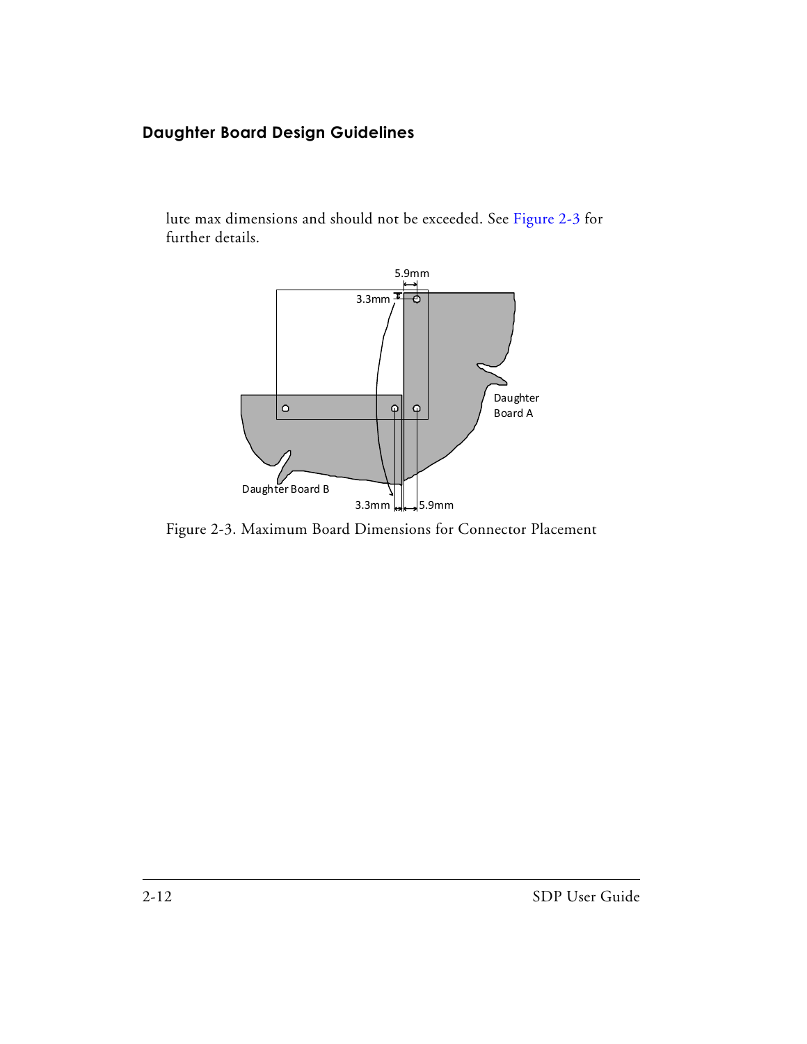## Daughter Board Design Guidelines

lute max dimensions and should not be exceeded. See Figure 2-3 for further details.

Figure 2-3. Maximum Board Dimensions for Connector Placement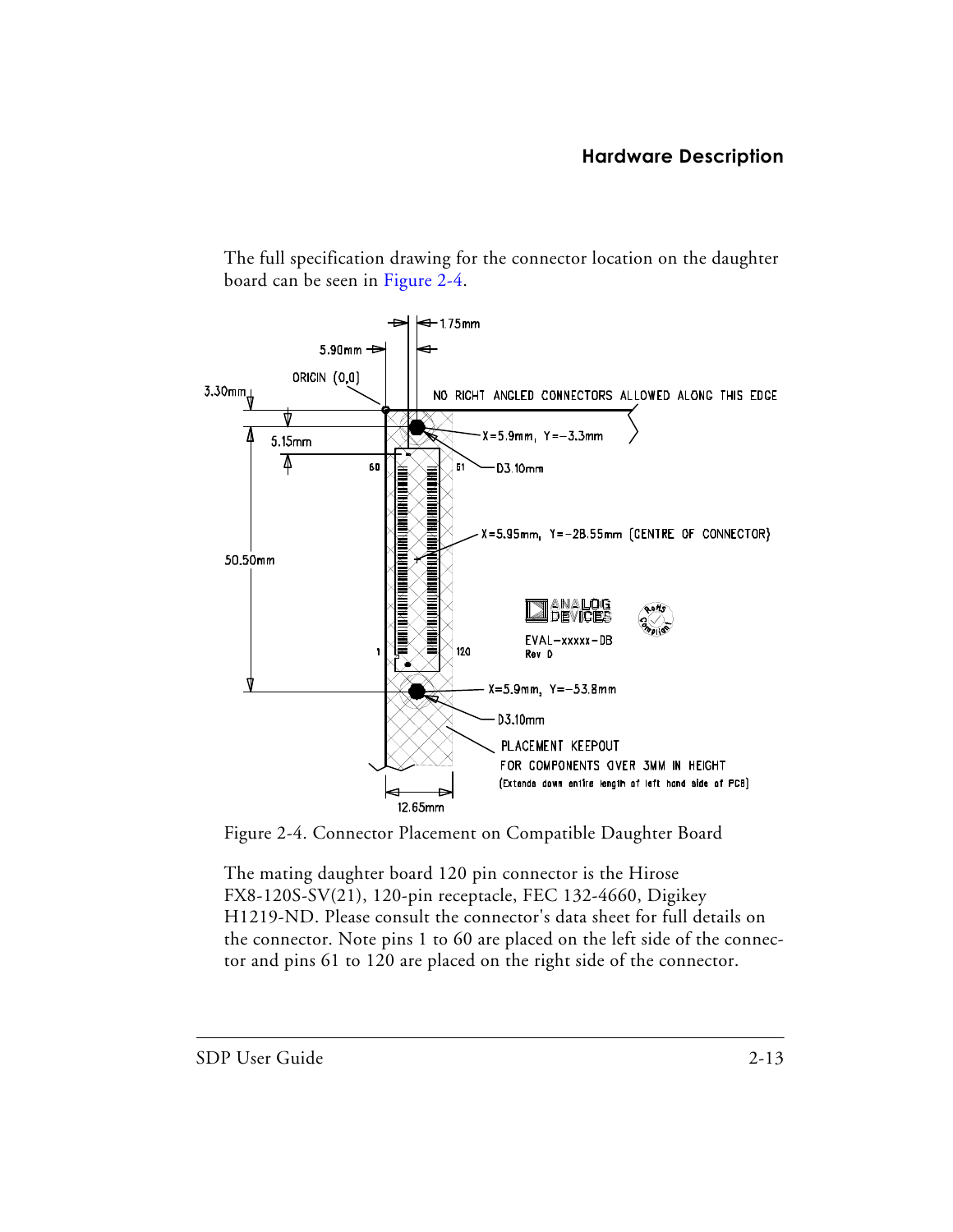The full specification drawing for the connector location on the daughter board can be seen in Figure 2-4.

Figure 2-4. Connector Placement on Compatible Daughter Board

The mating daughter board 120 pin connector is the Hirose FX8-120S-SV(21), 120-pin receptacle, FEC 132-4660, Digikey H1219-ND. Please consult the connector's data sheet for full details on the connector. Note pins 1 to 60 are placed on the left side of the connector and pins 61 to 120 are placed on the right side of the connector.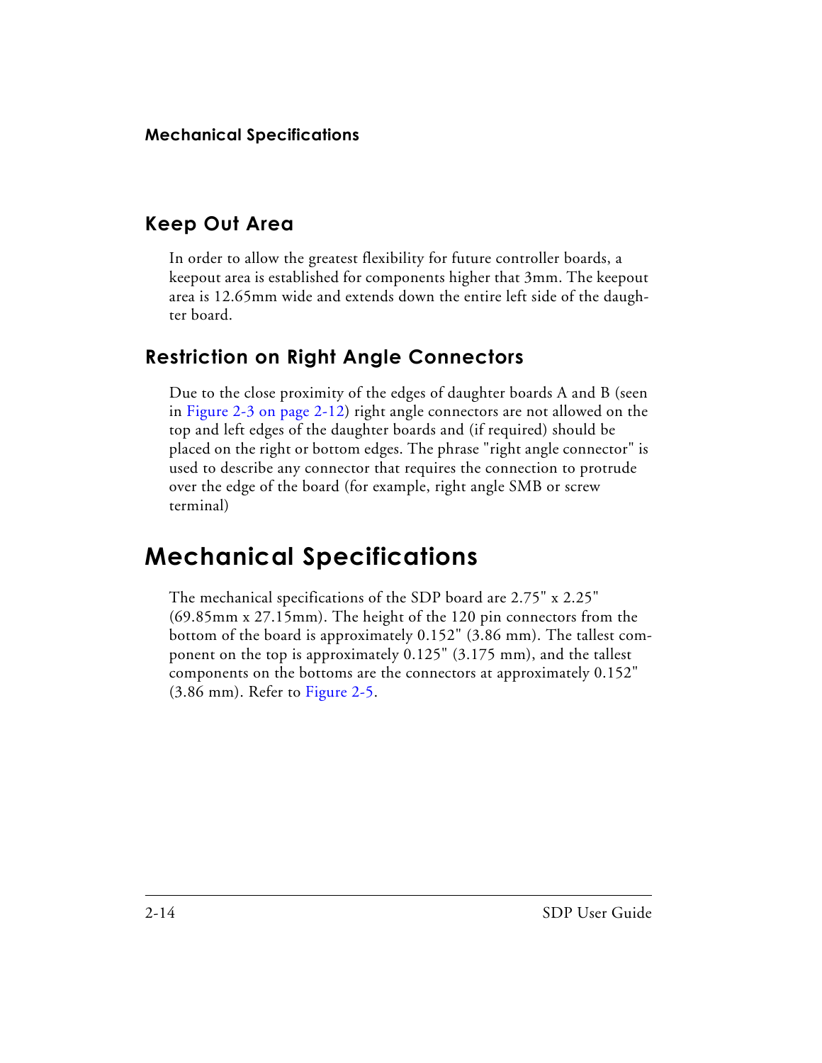## Keep Out Area

In order to allow the greatest flexibility for future controller boards, a keepout area is established for components higher that 3mm. The keepout area is 12.65mm wide and extends down the entire left side of the daughter board.

## Restriction on Right Angle Connectors

Due to the close proximity of the edges of daughter boards A and B (seen in Figure 2-3 on page 2-12) right angle connectors are not allowed on the top and left edges of the daughter boards and (if required) should be placed on the right or bottom edges. The phrase "right angle connector" is used to describe any connector that requires the connection to protrude over the edge of the board (for example, right angle SMB or screw terminal)

# Mechanical Specifications

The mechanical specifications of the SDP board are 2.75" x 2.25" (69.85mm x 27.15mm). The height of the 120 pin connectors from the bottom of the board is approximately 0.152" (3.86 mm). The tallest component on the top is approximately 0.125" (3.175 mm), and the tallest components on the bottoms are the connectors at approximately 0.152" (3.86 mm). Refer to Figure 2-5.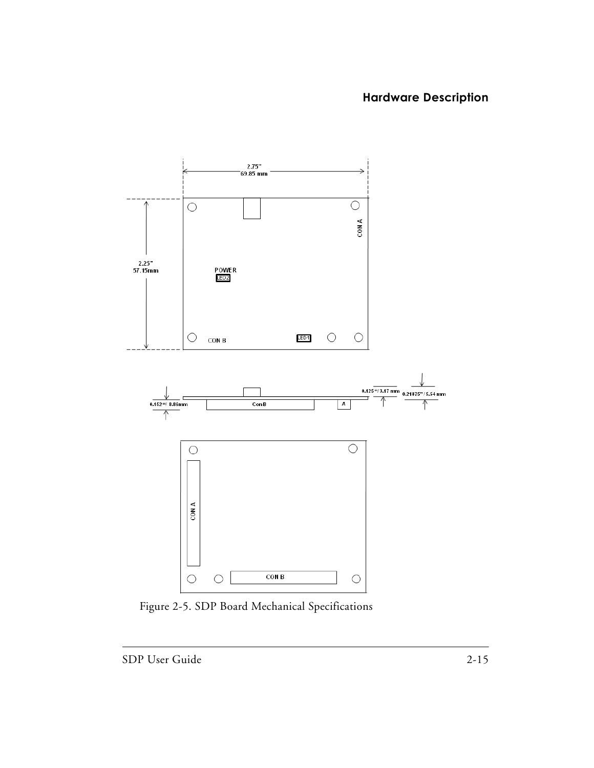2.75"
69.85 mm

2.25"
57.15mm

CON A

POWER
LED2

CON B

LED1

0.152"/ 3.86mm

ConB

A

0.125"/3.17 mm

0.21875" / 5.54 mm

CON A

CON B

Figure 2-5. SDP Board Mechanical Specifications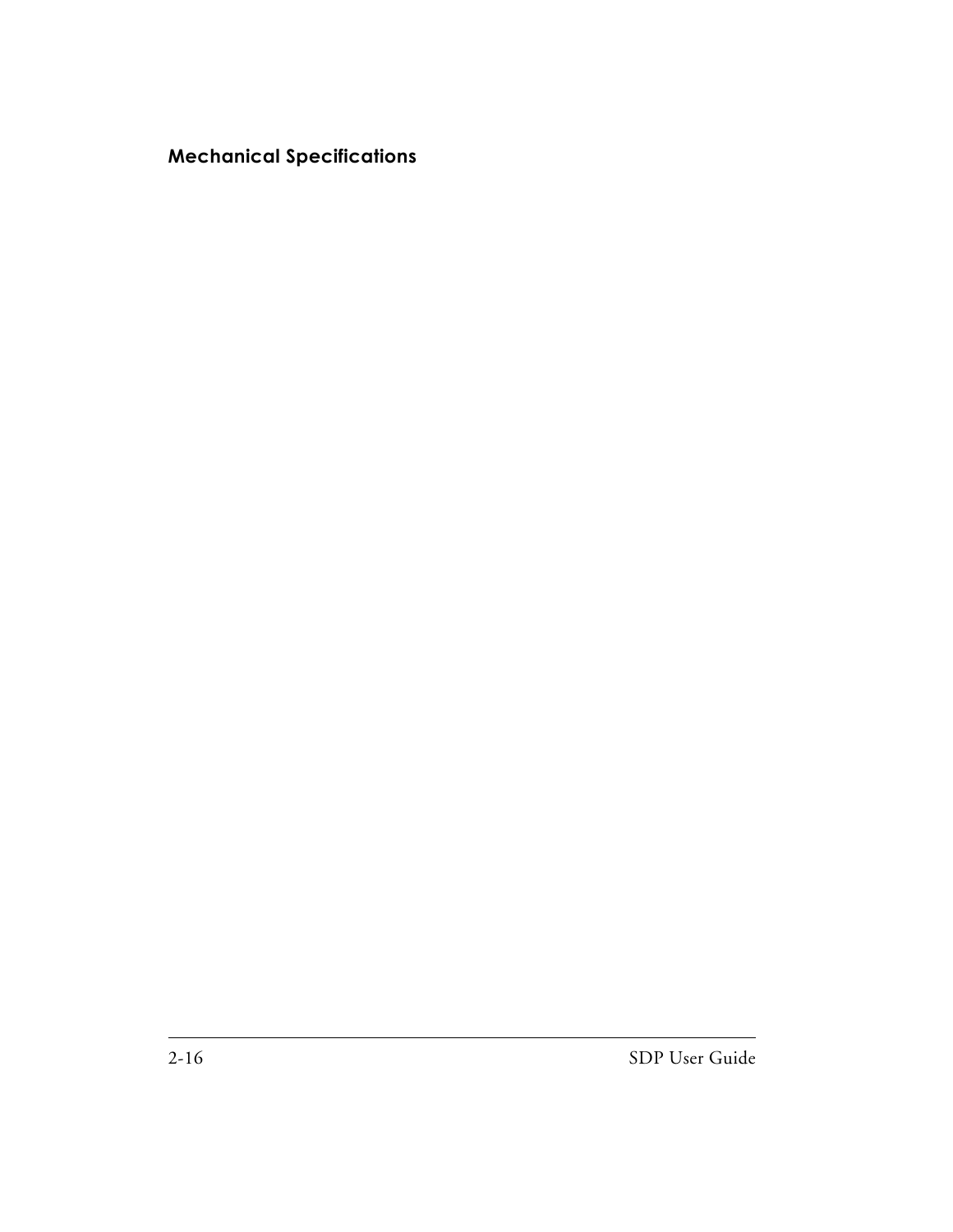### Mechanical Specifications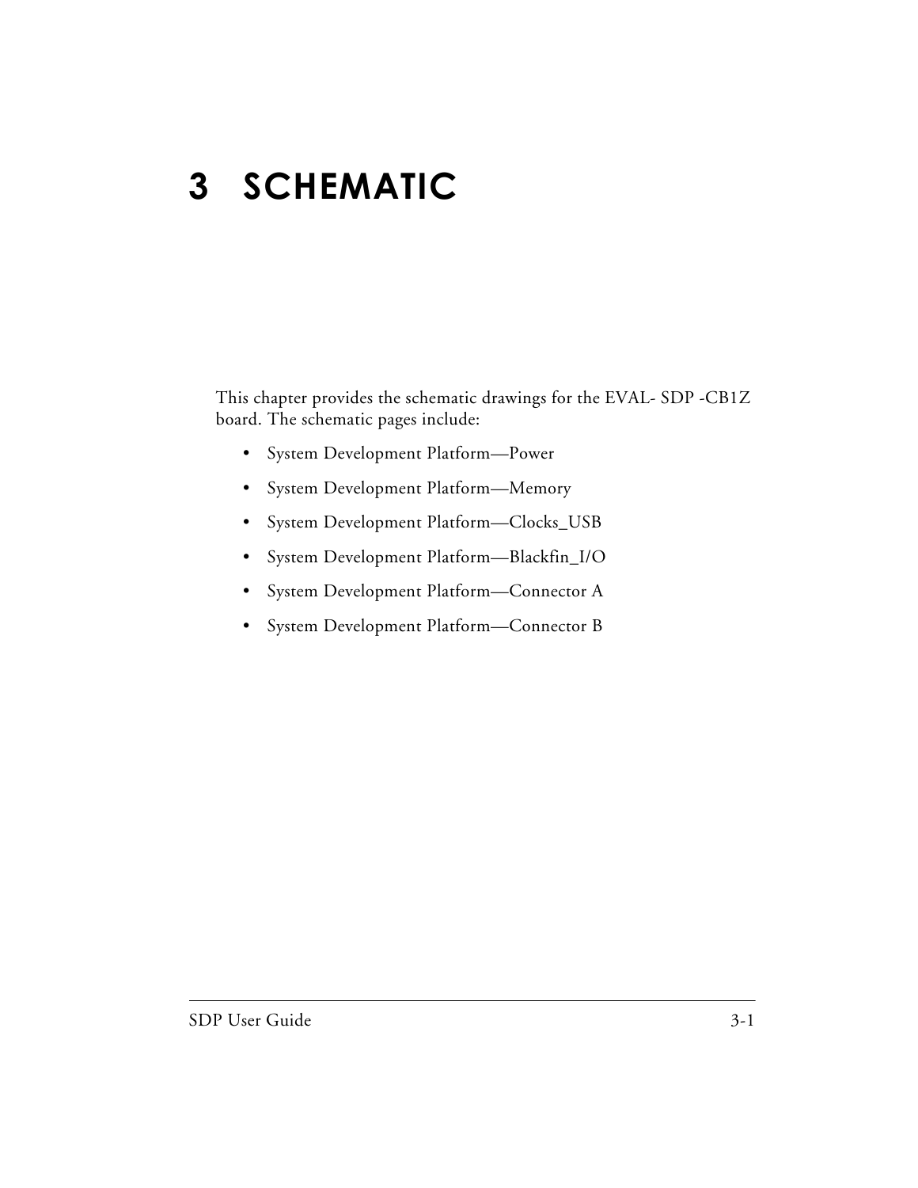# 3 SCHEMATIC

This chapter provides the schematic drawings for the EVAL- SDP -CB1Z board. The schematic pages include:

- System Development Platform—Power
- System Development Platform—Memory
- System Development Platform—Clocks_USB
- System Development Platform—Blackfin_I/O
- System Development Platform—Connector A
- System Development Platform—Connector B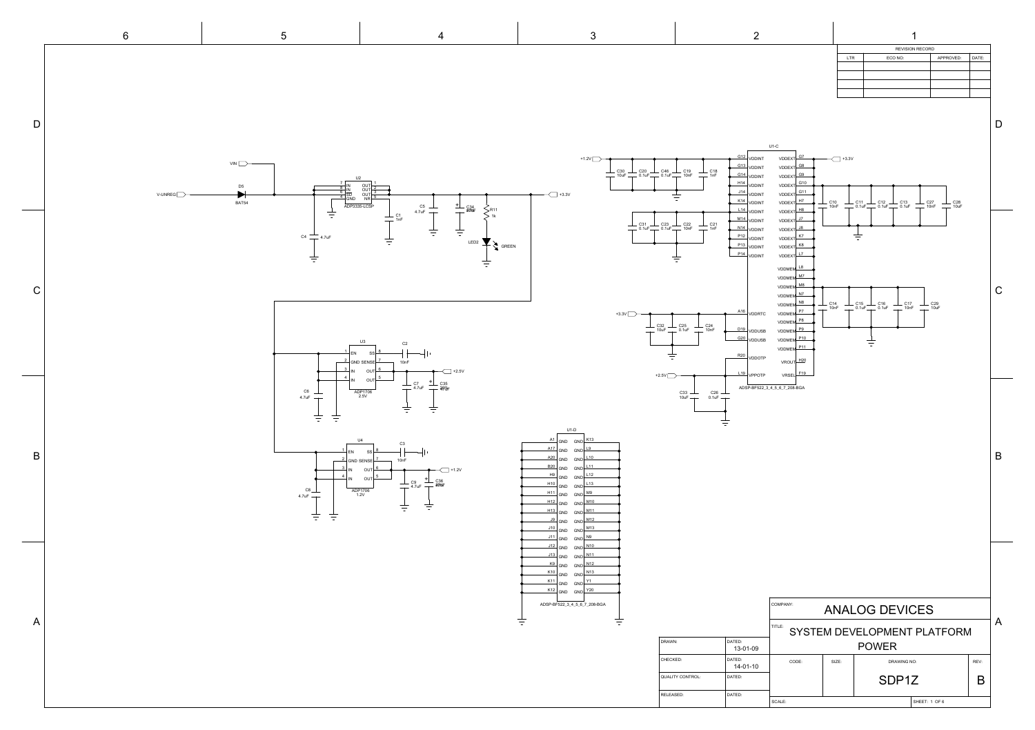| REVISION RECORD | | | |
|---|---|---|---|
| LTR | ECO NO: | APPROVED: | DATE: |
| | | | |

VIN

V-UNREG — D5 BAT54

U2 ADP3335-LCSP: 7 IN, 8 IN, 6 SD, 4 GND, 1 OUT, 2 OUT, 3 OUT, 5 NR

C4 4.7uF, C1 1nF, C5 4.7uF, C34 10uF, R11 1k, LED2 GREEN, +3.3V

U3 ADP1706 2.5V: 1 EN, 2 GND SENSE, 3 IN, 4 IN, 8 SS, 7 SENSE, 6 OUT, 5 OUT

C6 4.7uF, C2 10nF, C7 4.7uF, C35 10uF, +2.5V

U4 ADP1706 1.2V: 1 EN, 2 GND SENSE, 3 IN, 4 IN, 8 SS, 7 SENSE, 6 OUT, 5 OUT

C8 4.7uF, C3 10nF, C9 4.7uF, C36 10uF, +1.2V

U1-C ADSP-BF522_3_4_5_6_7_208-BGA

+1.2V: G12, G13, G14, H14, J14, K14, L14, M14, N14, P12, P13, P14 VDDINT — C30 10uF, C20 0.1uF, C46 0.1uF, C19 10nF, C18 1nF, C31 0.1uF, C23 0.1uF, C22 10nF, C21 1nF

+3.3V: G7, G8, G9, G10, G11, H7, H8, J7, J8, K7, K8, L7 VDDEXT — C10 10nF, C11 0.1uF, C12 0.1uF, C13 0.1uF, C27 10nF, C28 10uF

L8, M7, M8, N7, N8, P7, P8, P9, P10, P11 VDDMEM — C14 10nF, C15 0.1uF, C16 0.1uF, C17 10nF, C29 10uF

+3.3V: A16 VDDRTC, D19 VDDUSB, G20 VDDUSB — C32 10uF, C25 0.1uF, C24 10nF

R20 VDDOTP, L19 VPPOTP, +2.5V — C33 10uF, C26 0.1uF

H20 VROUT, F19 VRSEL

U1-D ADSP-BF522_3_4_5_6_7_208-BGA

GND: A1, A17, A20, B20, H9, H10, H11, H12, H13, J9, J10, J11, J12, J13, K9, K10, K11, K12, K13, L9, L10, L11, L12, L13, M9, M10, M11, M12, M13, N9, N10, N11, N12, N13, Y1, Y20

| | |
|---|---|
| COMPANY: | ANALOG DEVICES |
| TITLE: | SYSTEM DEVELOPMENT PLATFORM POWER |
| DRAWN: | DATED: 13-01-09 |
| CHECKED: | DATED: 14-01-10 |
| QUALITY CONTROL: | DATED: |
| RELEASED: | DATED: |
| CODE: | SIZE: |
| DRAWING NO: | SDP1Z |
| REV: | B |
| SCALE: | SHEET: 1 OF 6 |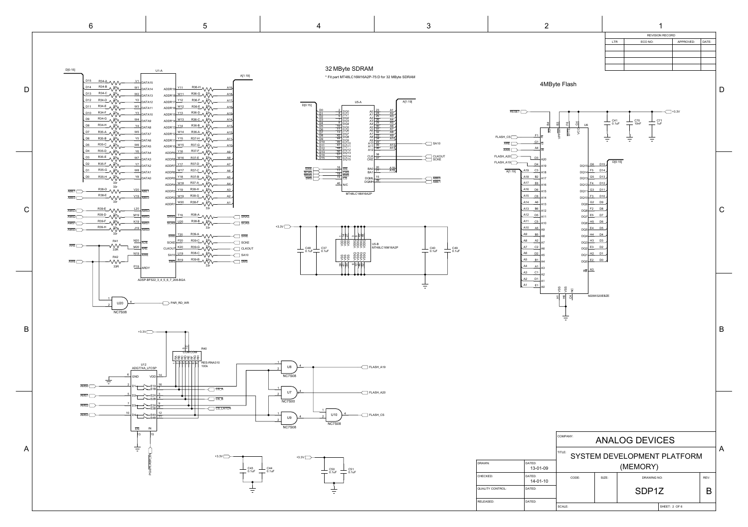## 32 MByte SDRAM

* Fit part MT48LC16M16A2P-75:D for 32 MByte SDRAM

## 4MByte Flash

| REVISION RECORD | | | |
|---|---|---|---|
| LTR | ECO NO: | APPROVED: | DATE: |
| | | | |
| | | | |
| | | | |
| | | | |

U1-A: ADSP-BF522_3_4_5_6_7_208-BGA

U5-A / U5-B: MT48LC16M16A2P

U6: M29W320EBZE

U12: ADG774A_LFCSP

R40: RES-RNA310 100k

U7, U8, U9, U10, U20: NC7S08

Signals: D[0:15], A[1:19], ABE1, ABE0, AMS3, AMS2, AMS1, AMS0, ARE, AWE, ARDY, SRAS, SCAS, SWE, SCKE, CLKOUT, SA10, SMS, PAR_RD_WR, RESET, FLASH_CS, FLASH_A20, FLASH_A19, CS_A, CS_B, CS_LATCH, PG0/FLASH_EN, +3.3V

Capacitors: C37 0.1uF, C40 0.1uF, C41 0.1uF, C43 0.1uF, C44 0.1uF, C48 0.1uF, C49 0.1uF, C50 0.1uF, C51 0.1uF, C70 10nF, C71 1uF

Resistors: R34-A…R34-H, R35-A…R35-H, R36-A…R36-H, R37-A…R37-H, R38-A…R38-H, R39-A…R39-H 33r; R41 33R; R42 33R

| COMPANY: | ANALOG DEVICES | | | |
|---|---|---|---|---|
| TITLE: | SYSTEM DEVELOPMENT PLATFORM (MEMORY) | | | |
| DRAWN: | DATED: 13-01-09 | | | |
| CHECKED: | DATED: 14-01-10 | CODE: | SIZE: | DRAWING NO: SDP1Z | REV: B |
| QUALITY CONTROL: | DATED: | | | |
| RELEASED: | DATED: | SCALE: | | SHEET: 2 OF 6 |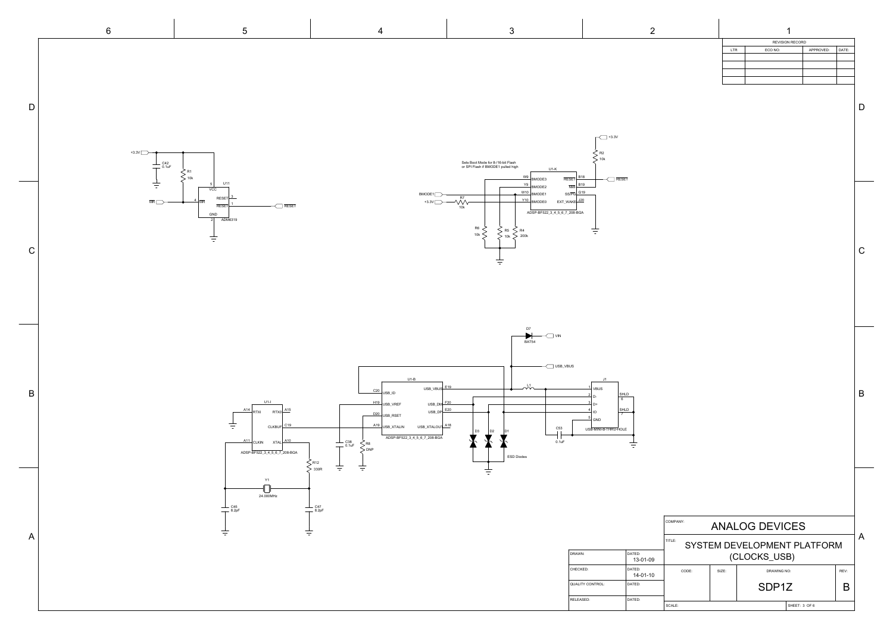| REVISION RECORD | | | |
|---|---|---|---|
| LTR | ECO NO: | APPROVED: | DATE: |
| | | | |
| | | | |
| | | | |
| | | | |

+3.3V

C42
0.1uF

R1
10k

U11

VCC 5

MR 4

RESET 3

RESET 1

GND 2

ADM6319

MR

RESET

+3.3V

R2
10k

Sets Boot Mode for 8-/16-bit Flash or SPI Flash if BMODE1 pulled high

U1-K

W9 BMODE3

Y9 BMODE2

W10 BMODE1

Y10 BMODE0

RESET B18

NMI B19

SS/PG G19

EXT_WAKE J20

ADSP-BF522_3_4_5_6_7_208-BGA

BMODE1

+3.3V

R7
10k

R6
10k

R5
10k

R4
200k

RESET

D7
BAT54

VIN

USB_VBUS

U1-B

C20 USB_ID

H19 USB_VREF

D20 USB_RSET

A19 USB_XTALIN

USB_VBUS E19

USB_DM F20

USB_DP E20

USB_XTALOUT A18

ADSP-BF522_3_4_5_6_7_208-BGA

U1-I

A14 RTXI

RTXO A15

CLKBUF C19

A11 CLKIN

XTAL A10

ADSP-BF522_3_4_5_6_7_208-BGA

C38
0.1uF

R8
DNP

R12
330R

Y1
24.000MHz

C45
8.2pF

C47
8.2pF

L1

J1

1 VBUS

2 D-

3 D+

4 IO

5 GND

SHLD 6

SHLD 7

USB-MINI-B-THRU-HOLE

C53
0.1uF

D3 D2 D1

ESD Diodes

| COMPANY: | ANALOG DEVICES | | |
|---|---|---|---|
| TITLE: | SYSTEM DEVELOPMENT PLATFORM (CLOCKS_USB) | | |
| CODE: | SIZE: | DRAWING NO: SDP1Z | REV: B |
| SCALE: | | | SHEET: 3 OF 6 |

| DRAWN: | DATED: 13-01-09 |
|---|---|
| CHECKED: | DATED: 14-01-10 |
| QUALITY CONTROL: | DATED: |
| RELEASED: | DATED: |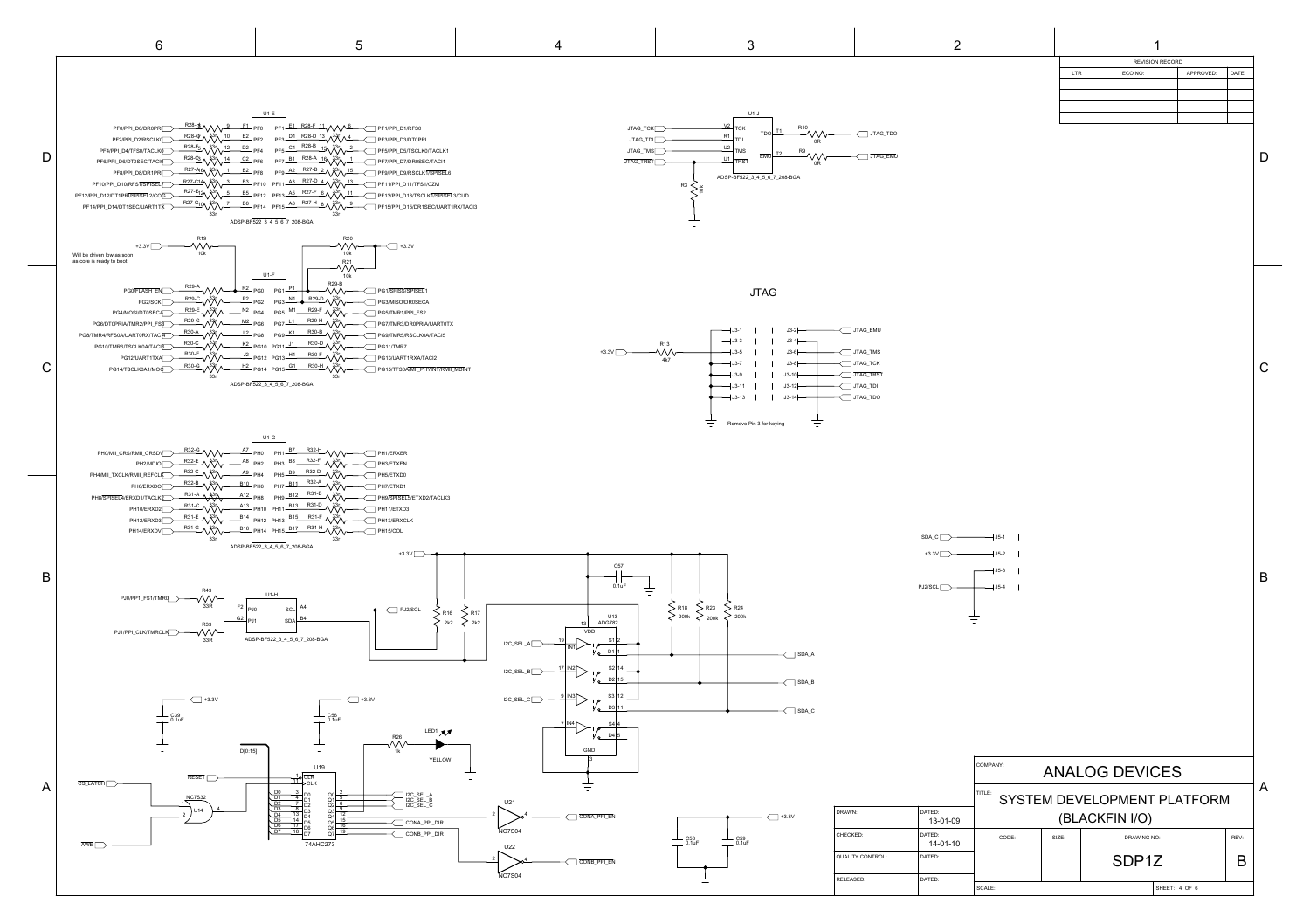| REVISION RECORD | | | |
|---|---|---|---|
| LTR | ECO NO: | APPROVED: | DATE: |
| | | | |
| | | | |
| | | | |

## U1-E (ADSP-BF522_3_4_5_6_7_208-BGA)

PF0/PPI_D0/DR0PRI — R28-H 33r — F1 PF0
PF2/PPI_D2/RSCLK0 — R28-G 33r — E2 PF2
PF4/PPI_D4/TFS0/TACLK0 — R28-E 33r — C2 PF4
PF6/PPI_D6/DT0SEC/TACI0 — R28-C 33r — C6 PF6
PF8/PPI_D8/DR1PRI — R27-H 33r — B2 PF8
PF10/PPI_D10/RFS1/SPISEL7 — R27-C 33r — B3 PF10
PF12/PPI_D12/DT1PRI/SPISEL2/CDG — R27-E 33r — B5 PF12
PF14/PPI_D14/DT1SEC/UART1TX — R27-G 33r — B6 PF14

PF1 E1 — R28-F 33r — PF1/PPI_D1/RFS0
PF3 D1 — R28-D 33r — PF3/PPI_D3/DT0PRI
PF5 C1 — R28-B 33r — PF5/PPI_D5/TSCLK0/TACLK1
PF7 B1 — R28-A 33r — PF7/PPI_D7/DR0SEC/TACI1
PF9 A2 — R27-B 33r — PF9/PPI_D9/RSCLK1/SPISEL6
PF11 A3 — R27-D 33r — PF11/PPI_D11/TFS1/CZM
PF13 A5 — R27-F 33r — PF13/PPI_D13/TSCLK1/SPISEL3/CUD
PF15 A6 — R27-H 33r — PF15/PPI_D15/DR1SEC/UART1RX/TACI3

## U1-J (ADSP-BF522_3_4_5_6_7_208-BGA)

JTAG_TCK — V2 TCK
JTAG_TDI — R1 TDI
JTAG_TMS — U2 TMS
JTAG_TRST — U1 TRST — R3 10k to GND
TDO T1 — R10 0R — JTAG_TDO
EMU T2 — R9 0R — JTAG_EMU

## U1-F (ADSP-BF522_3_4_5_6_7_208-BGA)

+3.3V — R19 10k — PG0
Will be driven low as soon as core is ready to boot.
+3.3V — R20 10k, R21 10k — PG1

PG0/FLASH_EN — R29-A 33r — R2 PG0
PG2/SCK — R29-C 33r — P2 PG2
PG4/MOSI/DT0SECA — R29-E 33r — N2 PG4
PG6/DT0PRIA/TMR2/PPI_FS3 — R29-G 33r — M2 PG6
PG8/TMR4/RFS0A/UART0RX/TACI4 — R30-A 33r — L2 PG8
PG10/TMR6/TSCLK0A/TACI6 — R30-C 33r — K2 PG10
PG12/UART1TXA — R30-E 33r — J2 PG12
PG14/TSCLK0A1/MOC — R30-G 33r — H2 PG14

PG1 P1 — R29-B 33r — PG1/SPISS/SPISEL1
PG3 N1 — R29-D 33r — PG3/MISO/DR0SECA
PG5 M1 — R29-F 33r — PG5/TMR1/PPI_FS2
PG7 L1 — R29-H 33r — PG7/TMR3/DR0PRIA/UART0TX
PG9 K1 — R30-B 33r — PG9/TMR5/RSCLK0A/TACI5
PG11 J1 — R30-D 33r — PG11/TMR7
PG13 H1 — R30-F 33r — PG13/UART1RXA/TACI2
PG15 G1 — R30-H 33r — PG15/TFS0A/MII_PHYINT/RMII_MDINT

## JTAG

+3.3V — R13 4k7 — J3-5
J3-1, J3-3, J3-5, J3-7, J3-9, J3-11, J3-13 (GND)
J3-2 — JTAG_EMU
J3-4
J3-6 — JTAG_TMS
J3-8 — JTAG_TCK
J3-10 — JTAG_TRST
J3-12 — JTAG_TDI
J3-14 — JTAG_TDO

Remove Pin 3 for keying

## U1-G (ADSP-BF522_3_4_5_6_7_208-BGA)

PH0/MII_CRS/RMII_CRSDV — R32-G 33r — A7 PH0
PH2/MDIO — R32-E 33r — A8 PH2
PH4/MII_TXCLK/RMII_REFCLK — R32-C 33r — A9 PH4
PH6/ERXD0 — R32-B 33r — B10 PH6
PH8/SPISEL4/ERXD1/TACLK2 — R31-A 33r — A12 PH8
PH10/ERXD2 — R31-C 33r — A13 PH10
PH12/ERXD3 — R31-E 33r — B14 PH12
PH14/ERXDV — R31-G 33r — B16 PH14

PH1 B7 — R32-H 33r — PH1/ERXER
PH3 B8 — R32-F 33r — PH3/ETXEN
PH5 B9 — R32-D 33r — PH5/ETXD0
PH7 B11 — R32-A 33r — PH7/ETXD1
PH9 B12 — R31-B 33r — PH9/SPISEL5/ETXD2/TACLK3
PH11 B13 — R31-D 33r — PH11/ETXD3
PH13 B15 — R31-F 33r — PH13/ERXCLK
PH15 B17 — R31-H 33r — PH15/COL

## U1-H (ADSP-BF522_3_4_5_6_7_208-BGA)

PJ0/PP1_FS1/TMR0 — R43 33R — F2 PJ0
PJ1/PPI_CLK/TMRCLK — R33 33R — G2 PJ1
SCL A4 — PJ2/SCL
SDA B4

+3.3V — R16 2k2, R17 2k2
C57 0.1uF
R18 200k, R23 200k, R24 200k

## U13 ADG782

VDD 13
I2C_SEL_A — 16 IN1 — S1 2, D1 1 — SDA_A
I2C_SEL_B — 17 IN2 — S2 14, D2 15 — SDA_B
I2C_SEL_C — 9 IN3 — S3 12, D3 11 — SDA_C
7 IN4 — S4 4, D4 5
GND 3

## J5

SDA_C — J5-1
+3.3V — J5-2
J5-3
PJ2/SCL — J5-4

C39 0.1uF (+3.3V), C56 0.1uF (+3.3V)

## U19 74AHC273

D[0:15]
RESET — 1 CLR
CS_LATCH, AWE — U14 NC7S32 — 11 CLK
D0–D7 → D0–D7 (pins 3, 4, 7, 8, 13, 14, 17, 18)
Q0 2, Q1 5, Q2 6 — I2C_SEL_A, I2C_SEL_B, I2C_SEL_C
Q3 9 — R26 1k — LED1 YELLOW
Q4 12 — CONA_PPI_DIR — U21 NC7S04 — CONA_PPI_EN
Q5 15 — CONB_PPI_DIR — U22 NC7S04 — CONB_PPI_EN
Q6 16, Q7 19

C58 0.1uF, C59 0.1uF (+3.3V)

| | | |
|---|---|---|
| DRAWN: | DATED: 13-01-09 | COMPANY: ANALOG DEVICES |
| CHECKED: | DATED: 14-01-10 | TITLE: SYSTEM DEVELOPMENT PLATFORM (BLACKFIN I/O) |
| QUALITY CONTROL: | DATED: | CODE: SIZE: DRAWING NO: SDP1Z REV: B |
| RELEASED: | DATED: | SCALE: SHEET: 4 OF 6 |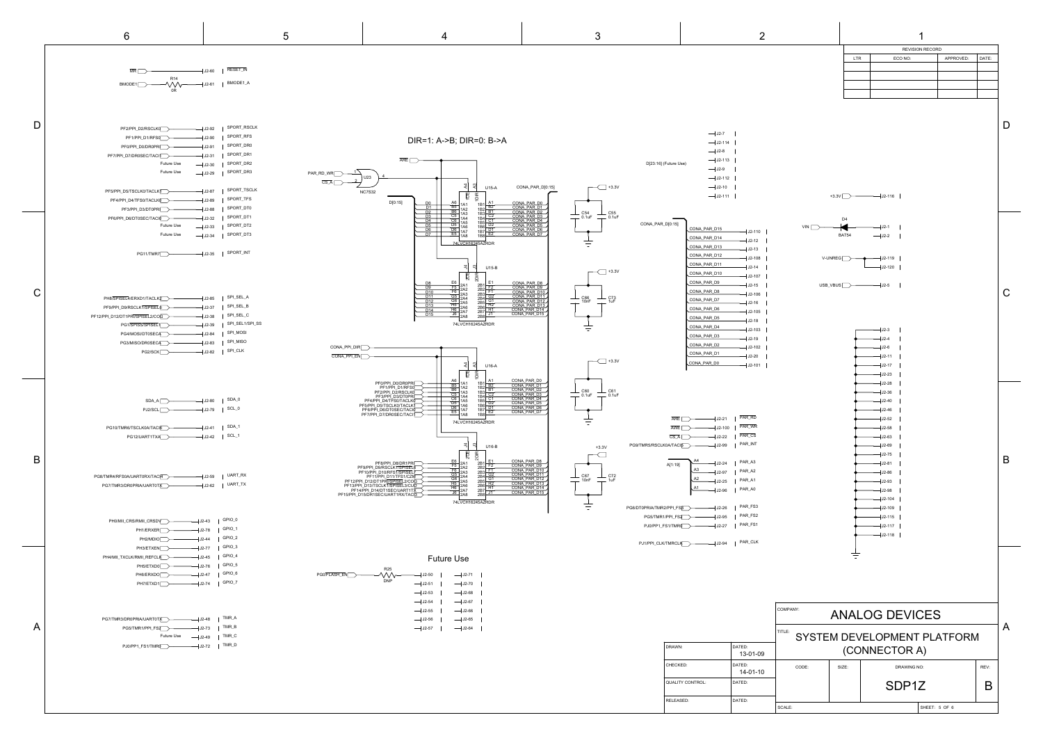# SYSTEM DEVELOPMENT PLATFORM (CONNECTOR A)

**ANALOG DEVICES**

DIR=1: A->B; DIR=0: B->A

## Connector J2 signal assignments

| Signal (processor side) | J2 pin | Net name |
|---|---|---|
| MR | J2-60 | RESET_IN |
| BMODE1 (via R14, 0R) | J2-61 | BMODE1_A |
| PF2/PPI_D2/RSCLK0 | J2-92 | SPORT_RSCLK |
| PF1/PPI_D1/RFS0 | J2-90 | SPORT_RFS |
| PF0/PPI_D0/DR0PRI | J2-91 | SPORT_DR0 |
| PF7/PPI_D7/DR0SEC/TACI1 | J2-31 | SPORT_DR1 |
| Future Use | J2-30 | SPORT_DR2 |
| Future Use | J2-29 | SPORT_DR3 |
| PF5/PPI_D5/TSCLK0/TACLK1 | J2-87 | SPORT_TSCLK |
| PF4/PPI_D4/TFS0/TACLK0 | J2-89 | SPORT_TFS |
| PF3/PPI_D3/DT0PRI | J2-88 | SPORT_DT0 |
| PF6/PPI_D6/DT0SEC/TACI0 | J2-32 | SPORT_DT1 |
| Future Use | J2-33 | SPORT_DT2 |
| Future Use | J2-34 | SPORT_DT3 |
| PG11/TMR7 | J2-35 | SPORT_INT |
| PH8/SPISEL4/ERXD1/TACLK2 | J2-85 | SPI_SEL_A |
| PF9/PPI_D9/RSCLK1/SPISEL6 | J2-37 | SPI_SEL_B |
| PF12/PPI_D12/DT1PRI/SPISEL2/CDG | J2-38 | SPI_SEL_C |
| PG1/SPISS/SPISEL1 | J2-39 | SPI_SEL1/SPI_SS |
| PG4/MOSI/DT0SECA | J2-84 | SPI_MOSI |
| PG3/MISO/DR0SECA | J2-83 | SPI_MISO |
| PG2/SCK | J2-82 | SPI_CLK |
| SDA_A | J2-80 | SDA_0 |
| PJ2/SCL | J2-79 | SCL_0 |
| PG10/TMR6/TSCLK0A/TACI6 | J2-41 | SDA_1 |
| PG12/UART1TXA | J2-42 | SCL_1 |
| PG8/TMR4/RFS0A/UART0RX/TACI4 | J2-59 | UART_RX |
| PG7/TMR3/DR0PRIA/UART0TX | J2-62 | UART_TX |
| PH0/MII_CRS/RMII_CRSDV | J2-43 | GPIO_0 |
| PH1/ERXER | J2-78 | GPIO_1 |
| PH2/MDIO | J2-44 | GPIO_2 |
| PH3/ETXEN | J2-77 | GPIO_3 |
| PH4/MII_TXCLK/RMII_REFCLK | J2-45 | GPIO_4 |
| PH5/ETXD0 | J2-76 | GPIO_5 |
| PH6/ERXD0 | J2-47 | GPIO_6 |
| PH7/ETXD1 | J2-74 | GPIO_7 |
| PG7/TMR3/DR0PRIA/UART0TX | J2-48 | TMR_A |
| PG5/TMR1/PPI_FS2 | J2-73 | TMR_B |
| Future Use | J2-49 | TMR_C |
| PJ0/PP1_FS1/TMR0 | J2-72 | TMR_D |
| ARE | J2-21 | PAR_RD |
| AWE | J2-100 | PAR_WR |
| CS_A | J2-22 | PAR_CS |
| PG9/TMR5/RSCLK0A/TACI5 | J2-99 | PAR_INT |
| A4 | J2-24 | PAR_A3 |
| A3 | J2-97 | PAR_A2 |
| A2 | J2-25 | PAR_A1 |
| A1 | J2-96 | PAR_A0 |
| PG6/DT0PRIA/TMR2/PPI_FS3 | J2-26 | PAR_FS3 |
| PG5/TMR1/PPI_FS2 | J2-95 | PAR_FS2 |
| PJ0/PP1_FS1/TMR0 | J2-27 | PAR_FS1 |
| PJ1/PPI_CLK/TMRCLK | J2-94 | PAR_CLK |

## Parallel data bus (CONA_PAR_D[15:0])

| Net | J2 pin |
|---|---|
| CONA_PAR_D15 | J2-110 |
| CONA_PAR_D14 | J2-12 |
| CONA_PAR_D13 | J2-13 |
| CONA_PAR_D12 | J2-108 |
| CONA_PAR_D11 | J2-14 |
| CONA_PAR_D10 | J2-107 |
| CONA_PAR_D9 | J2-15 |
| CONA_PAR_D8 | J2-106 |
| CONA_PAR_D7 | J2-16 |
| CONA_PAR_D6 | J2-105 |
| CONA_PAR_D5 | J2-18 |
| CONA_PAR_D4 | J2-103 |
| CONA_PAR_D3 | J2-19 |
| CONA_PAR_D2 | J2-102 |
| CONA_PAR_D1 | J2-20 |
| CONA_PAR_D0 | J2-101 |

D[23:16] (Future Use): J2-7, J2-114, J2-8, J2-113, J2-9, J2-112, J2-10, J2-111

## Power

| Signal | J2 pin |
|---|---|
| +3.3V | J2-116 |
| VIN (via D4, BAT54) | J2-1, J2-2 |
| V-UNREG | J2-119, J2-120 |
| USB_VBUS | J2-5 |

Ground: J2-3, J2-4, J2-6, J2-11, J2-17, J2-23, J2-28, J2-36, J2-40, J2-46, J2-52, J2-58, J2-63, J2-69, J2-75, J2-81, J2-86, J2-93, J2-98, J2-104, J2-109, J2-115, J2-117, J2-118

## Future Use

PG0/FLASH_EN (via R25, DNP) — J2-50

J2-51, J2-53, J2-54, J2-55, J2-56, J2-57, J2-71, J2-70, J2-68, J2-67, J2-66, J2-65, J2-64

## Buffers

U23 (NC7S32): inputs PAR_RD_WR, CS_A → ARE-gated enable.

U15-A / U15-B (74LVCH16245AZRDR): D[15:0] ↔ CONA_PAR_D[15:0]; decoupling C54 0.1uF, C55 0.1uF, C66 10nF, C73 1uF (+3.3V).

U16-A / U16-B (74LVCH16245AZRDR): PF0–PF15 PPI signals ↔ CONA_PAR_D[15:0]; control CONA_PPI_DIR, CONA_PPI_EN; decoupling C60 0.1uF, C61 0.1uF, C67 10nF, C72 1uF (+3.3V).

| U16 input | Bus |
|---|---|
| PF0/PPI_D0/DR0PRI | CONA_PAR_D0 |
| PF1/PPI_D1/RFS0 | CONA_PAR_D1 |
| PF2/PPI_D2/RSCLK0 | CONA_PAR_D2 |
| PF3/PPI_D3/DT0PRI | CONA_PAR_D3 |
| PF4/PPI_D4/TFS0/TACLK0 | CONA_PAR_D4 |
| PF5/PPI_D5/TSCLK0/TACLK1 | CONA_PAR_D5 |
| PF6/PPI_D6/DT0SEC/TACI0 | CONA_PAR_D6 |
| PF7/PPI_D7/DR0SEC/TACI1 | CONA_PAR_D7 |
| PF8/PPI_D8/DR1PRI | CONA_PAR_D8 |
| PF9/PPI_D9/RSCLK1/SPISEL6 | CONA_PAR_D9 |
| PF10/PPI_D10/RFS1/SPISEL7 | CONA_PAR_D10 |
| PF11/PPI_D11/TFS1/CZM | CONA_PAR_D11 |
| PF12/PPI_D12/DT1PRI/SPISEL2/CDG | CONA_PAR_D12 |
| PF13/PPI_D13/TSCLK1/SPISEL3/CUD | CONA_PAR_D13 |
| PF14/PPI_D14/DT1SEC/UART1TX | CONA_PAR_D14 |
| PF15/PPI_D15/DR1SEC/UART1RX/TACI3 | CONA_PAR_D15 |

| DRAWN: | DATED: 13-01-09 |
|---|---|
| CHECKED: | DATED: 14-01-10 |
| QUALITY CONTROL: | DATED: |
| RELEASED: | DATED: |

DRAWING NO.: SDP1Z — REV: B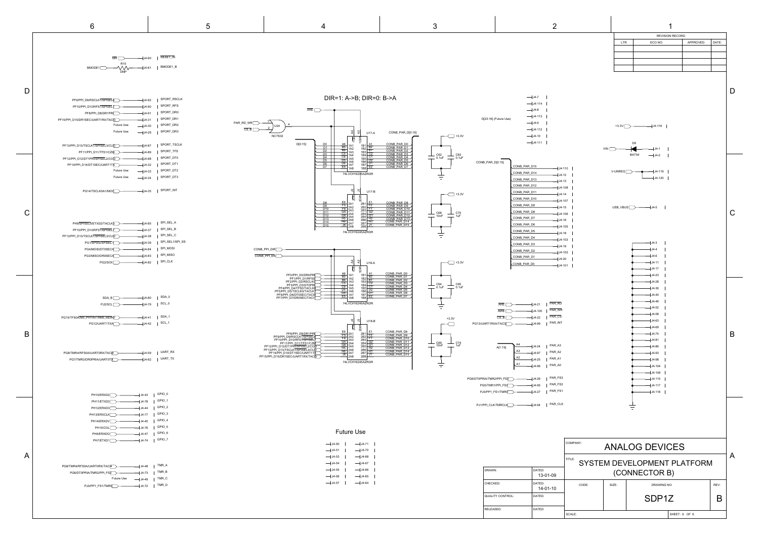| LTR | ECO NO: | APPROVED: | DATE: |
|---|---|---|---|
| | | | |
| | | | |
| | | | |

REVISION RECORD

MR — J4-60 RESET_IN
BMODE1 — R15 DNP — J4-61 BMODE1_B

PF9/PPI_D9/RSCLK1/SPISEL6 — J4-92 SPORT_RSCLK
PF10/PPI_D10/RFS1/SPISEL7 — J4-90 SPORT_RFS
PF8/PPI_D8/DR1PRI — J4-91 SPORT_DR0
PF15/PPI_D15/DR1SEC/UART1RX/TACI3 — J4-31 SPORT_DR1
Future Use — J4-30 SPORT_DR2
Future Use — J4-29 SPORT_DR3

PF13/PPI_D13/TSCLK1/SPISEL3/CUD — J4-87 SPORT_TSCLK
PF11/PPI_D11/TFS1/CZM — J4-89 SPORT_TFS
PF12/PPI_D12/DT1PRI/SPISEL2/CDG — J4-88 SPORT_DT0
PF14/PPI_D14/DT1SEC/UART1TX — J4-32 SPORT_DT1
Future Use — J4-33 SPORT_DT2
Future Use — J4-34 SPORT_DT3

PG14/TSCLK0A1/MOO — J4-35 SPORT_INT

PH9/SPISEL5/ETXD2/TACLK3 — J4-85 SPI_SEL_A
PF10/PPI_D10/RFS1/SPISEL7 — J4-37 SPI_SEL_B
PF13/PPI_D13/TSCLK1/SPISEL3/CUD — J4-38 SPI_SEL_C
PG1/SPISS/SPISEL1 — J4-39 SPI_SEL1/SPI_SS
PG4/MOSI/DT0SECA — J4-84 SPI_MOSI
PG3/MISO/DR0SECA — J4-83 SPI_MISO
PG2/SCK — J4-82 SPI_CLK

SDA_B — J4-80 SDA_0
PJ2/SCL — J4-79 SCL_0

PG15/TFS0A/MII_PHYINT/RMII_MDINT — J4-41 SDA_1
PG12/UART1TXA — J4-42 SCL_1

PG8/TMR4/RFS0A/UART0RX/TACI0 — J4-59 UART_RX
PG7/TMR3/DR0PRIA/UART0TX — J4-62 UART_TX

PH10/ERXD2 — J4-43 GPIO_0
PH11/ETXD3 — J4-78 GPIO_1
PH12/ERXD3 — J4-44 GPIO_2
PH13/ERXCLK — J4-77 GPIO_3
PH14/ERXDV — J4-45 GPIO_4
PH15/COL — J4-76 GPIO_5
PH6/ERXD0 — J4-47 GPIO_6
PH7/ETXD1 — J4-74 GPIO_7

PG8/TMR4/RFS0A/UART0RX/TACI0 — J4-48 TMR_A
PG6/DT0PRIA/TMR2/PPI_FS3 — J4-73 TMR_B
Future Use — J4-49 TMR_C
PJ0/PPI_FS1/TMR0 — J4-72 TMR_D

DIR=1: A->B; DIR=0: B->A

ARE; PAR_RD_WR, CS_B — U24 NC7S32

U17-A, U17-B, U18-A, U18-B: 74LVCH16245AZRDR
CONB_PAR_D[0:15]; D[0:15]
D0–D15 → CONB_PAR_D0–CONB_PAR_D15
CONB_PPI_DIR, CONB_PPI_EN
PF0/PPI_D0/DR0PRI, PF1/PPI_D1/RFS0, PF2/PPI_D2/RSCLK0, PF3/PPI_D3/DT0PRI, PF4/PPI_D4/TFS0/TACLK0, PF5/PPI_D5/TSCLK0/TACLK1, PF6/PPI_D6/DT0SEC/TACI0, PF7/PPI_D7/DR0SEC/TACI1
PF8/PPI_D8/DR1PRI, PF9/PPI_D9/RSCLK1/SPISEL6, PF10/PPI_D10/RFS1/SPISEL7, PF11/PPI_D11/TFS1/CZM, PF12/PPI_D12/DT1PRI/SPISEL2/CDG, PF13/PPI_D13/TSCLK1/SPISEL3/CUD, PF14/PPI_D14/DT1SEC/UART1TX, PF15/PPI_D15/DR1SEC/UART1RX/TACI3

C62 0.1uF, C63 0.1uF, C68 10nF, C75 0.1uF, C64 0.1uF, C65 0.1uF, C69 10nF, C74 1uF, +3.3V

J4-7, J4-114, J4-8, J4-113, J4-9, J4-112, J4-10, J4-111 — D[23:16] (Future Use)

CONB_PAR_D[0:15]:
CONB_PAR_D15 — J4-110
CONB_PAR_D14 — J4-12
CONB_PAR_D13 — J4-13
CONB_PAR_D12 — J4-108
CONB_PAR_D11 — J4-14
CONB_PAR_D10 — J4-107
CONB_PAR_D9 — J4-15
CONB_PAR_D8 — J4-106
CONB_PAR_D7 — J4-16
CONB_PAR_D6 — J4-105
CONB_PAR_D5 — J4-18
CONB_PAR_D4 — J4-103
CONB_PAR_D3 — J4-19
CONB_PAR_D2 — J4-102
CONB_PAR_D1 — J4-20
CONB_PAR_D0 — J4-101

ARE — J4-21 PAR_RD
AWE — J4-100 PAR_WR
CS_B — J4-22 PAR_CS
PG13/UART1RXA/TACI2 — J4-99 PAR_INT

A[1:19]: A4 — J4-24 PAR_A3; A3 — J4-97 PAR_A2; A2 — J4-25 PAR_A1; A1 — J4-96 PAR_A0

PG6/DT0PRIA/TMR2/PPI_FS3 — J4-26 PAR_FS3
PG5/TMR1/PPI_FS2 — J4-95 PAR_FS2
PJ0/PPI_FS1/TMR0 — J4-27 PAR_FS1
PJ1/PPI_CLK/TMRCLK — J4-94 PAR_CLK

+3.3V — J4-116
VIN — D6 BAT54 — J4-1, J4-2
V-UNREG — J4-119, J4-120
USB_VBUS — J4-5

GND: J4-3, J4-4, J4-6, J4-11, J4-17, J4-23, J4-28, J4-36, J4-40, J4-46, J4-52, J4-58, J4-63, J4-69, J4-75, J4-81, J4-86, J4-93, J4-98, J4-104, J4-109, J4-115, J4-117, J4-118

Future Use: J4-50, J4-51, J4-53, J4-54, J4-55, J4-56, J4-57, J4-71, J4-70, J4-68, J4-67, J4-66, J4-65, J4-64

| | | | | | |
|---|---|---|---|---|---|
| DRAWN: | DATED: 13-01-09 | COMPANY: ANALOG DEVICES | | | |
| CHECKED: | DATED: 14-01-10 | TITLE: SYSTEM DEVELOPMENT PLATFORM (CONNECTOR B) | | | |
| QUALITY CONTROL: | DATED: | CODE: | SIZE: | DRAWING NO: SDP1Z | REV: B |
| RELEASED: | DATED: | SCALE: | | SHEET: 6 OF 6 | |